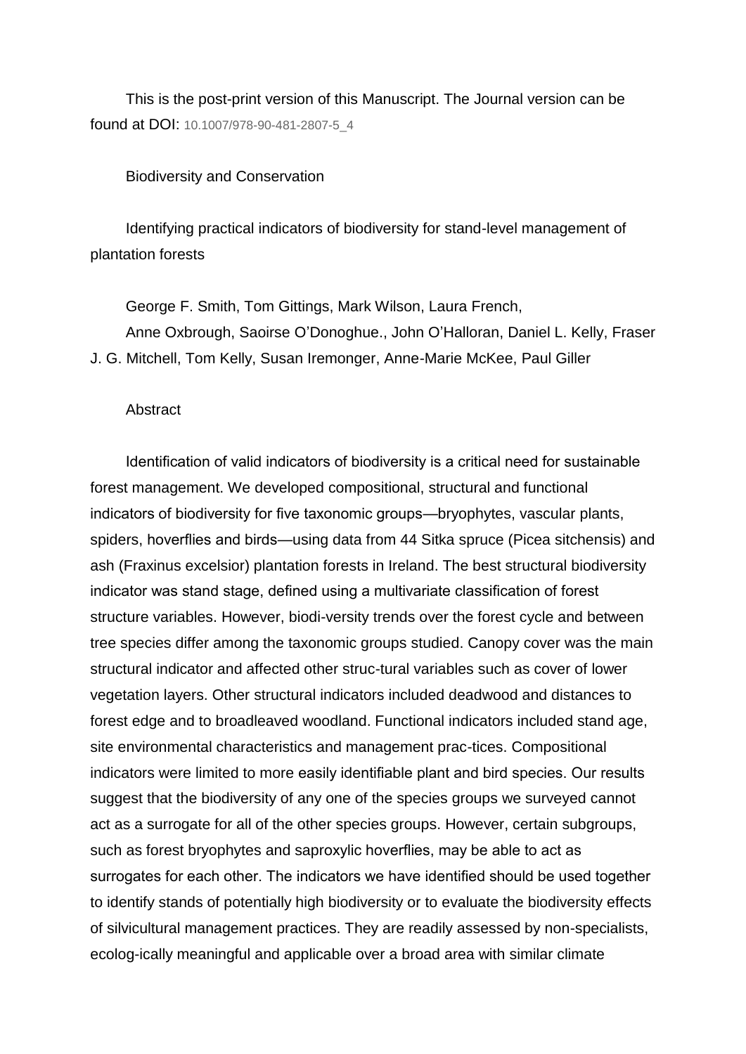This is the post-print version of this Manuscript. The Journal version can be found at DOI: 10.1007/978-90-481-2807-5_4

Biodiversity and Conservation

# Identifying practical indicators of biodiversity for stand-level management of plantation forests

George F. Smith, Tom Gittings, Mark Wilson, Laura French, Anne Oxbrough, Saoirse O'Donoghue., John O'Halloran, Daniel L. Kelly, Fraser J. G. Mitchell, Tom Kelly, Susan Iremonger, Anne-Marie McKee, Paul Giller

## Abstract

Identification of valid indicators of biodiversity is a critical need for sustainable forest management. We developed compositional, structural and functional indicators of biodiversity for five taxonomic groups—bryophytes, vascular plants, spiders, hoverflies and birds—using data from 44 Sitka spruce (Picea sitchensis) and ash (Fraxinus excelsior) plantation forests in Ireland. The best structural biodiversity indicator was stand stage, defined using a multivariate classification of forest structure variables. However, biodi-versity trends over the forest cycle and between tree species differ among the taxonomic groups studied. Canopy cover was the main structural indicator and affected other struc-tural variables such as cover of lower vegetation layers. Other structural indicators included deadwood and distances to forest edge and to broadleaved woodland. Functional indicators included stand age, site environmental characteristics and management prac-tices. Compositional indicators were limited to more easily identifiable plant and bird species. Our results suggest that the biodiversity of any one of the species groups we surveyed cannot act as a surrogate for all of the other species groups. However, certain subgroups, such as forest bryophytes and saproxylic hoverflies, may be able to act as surrogates for each other. The indicators we have identified should be used together to identify stands of potentially high biodiversity or to evaluate the biodiversity effects of silvicultural management practices. They are readily assessed by non-specialists, ecolog-ically meaningful and applicable over a broad area with similar climate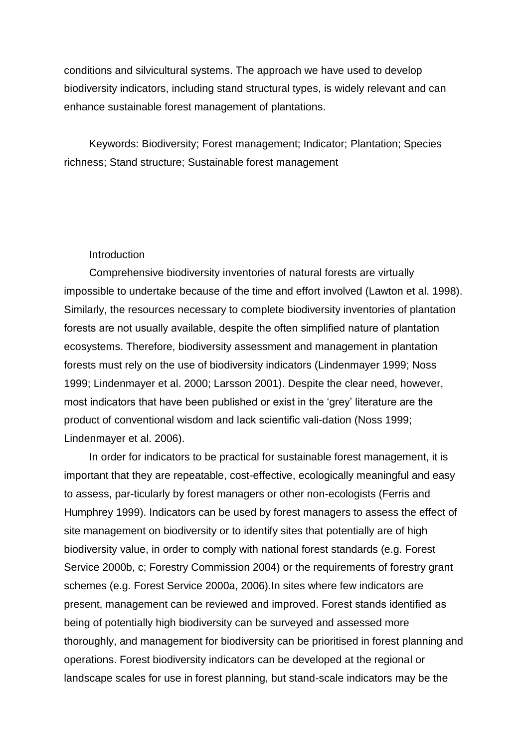conditions and silvicultural systems. The approach we have used to develop biodiversity indicators, including stand structural types, is widely relevant and can enhance sustainable forest management of plantations.

Keywords: Biodiversity; Forest management; Indicator; Plantation; Species richness; Stand structure; Sustainable forest management

## Introduction

Comprehensive biodiversity inventories of natural forests are virtually impossible to undertake because of the time and effort involved (Lawton et al. 1998). Similarly, the resources necessary to complete biodiversity inventories of plantation forests are not usually available, despite the often simplified nature of plantation ecosystems. Therefore, biodiversity assessment and management in plantation forests must rely on the use of biodiversity indicators (Lindenmayer 1999; Noss 1999; Lindenmayer et al. 2000; Larsson 2001). Despite the clear need, however, most indicators that have been published or exist in the 'grey' literature are the product of conventional wisdom and lack scientific vali-dation (Noss 1999; Lindenmayer et al. 2006).

In order for indicators to be practical for sustainable forest management, it is important that they are repeatable, cost-effective, ecologically meaningful and easy to assess, par-ticularly by forest managers or other non-ecologists (Ferris and Humphrey 1999). Indicators can be used by forest managers to assess the effect of site management on biodiversity or to identify sites that potentially are of high biodiversity value, in order to comply with national forest standards (e.g. Forest Service 2000b, c; Forestry Commission 2004) or the requirements of forestry grant schemes (e.g. Forest Service 2000a, 2006).In sites where few indicators are present, management can be reviewed and improved. Forest stands identified as being of potentially high biodiversity can be surveyed and assessed more thoroughly, and management for biodiversity can be prioritised in forest planning and operations. Forest biodiversity indicators can be developed at the regional or landscape scales for use in forest planning, but stand-scale indicators may be the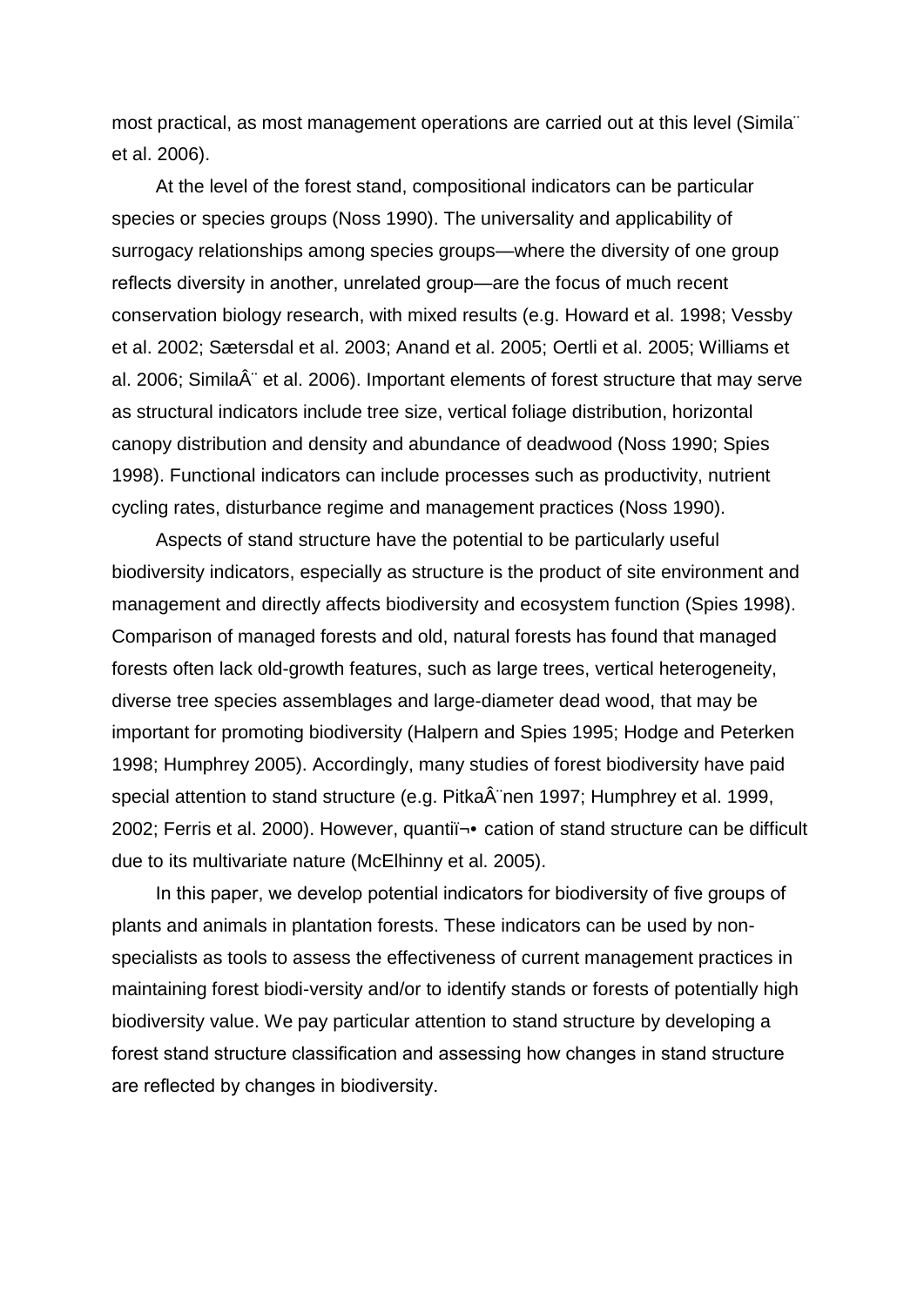most practical, as most management operations are carried out at this level (Simila¨ et al. 2006).

At the level of the forest stand, compositional indicators can be particular species or species groups (Noss 1990). The universality and applicability of surrogacy relationships among species groups—where the diversity of one group reflects diversity in another, unrelated group—are the focus of much recent conservation biology research, with mixed results (e.g. Howard et al. 1998; Vessby et al. 2002; Sætersdal et al. 2003; Anand et al. 2005; Oertli et al. 2005; Williams et al. 2006; SimilaÂ¨ et al. 2006). Important elements of forest structure that may serve as structural indicators include tree size, vertical foliage distribution, horizontal canopy distribution and density and abundance of deadwood (Noss 1990; Spies 1998). Functional indicators can include processes such as productivity, nutrient cycling rates, disturbance regime and management practices (Noss 1990).

Aspects of stand structure have the potential to be particularly useful biodiversity indicators, especially as structure is the product of site environment and management and directly affects biodiversity and ecosystem function (Spies 1998). Comparison of managed forests and old, natural forests has found that managed forests often lack old-growth features, such as large trees, vertical heterogeneity, diverse tree species assemblages and large-diameter dead wood, that may be important for promoting biodiversity (Halpern and Spies 1995; Hodge and Peterken 1998; Humphrey 2005). Accordingly, many studies of forest biodiversity have paid special attention to stand structure (e.g. PitkaÂ¨nen 1997; Humphrey et al. 1999, 2002; Ferris et al. 2000). However, quantiï¬• cation of stand structure can be difficult due to its multivariate nature (McElhinny et al. 2005).

In this paper, we develop potential indicators for biodiversity of five groups of plants and animals in plantation forests. These indicators can be used by non-specialists as tools to assess the effectiveness of current management practices in maintaining forest biodi-versity and/or to identify stands or forests of potentially high biodiversity value. We pay particular attention to stand structure by developing a forest stand structure classification and assessing how changes in stand structure are reflected by changes in biodiversity.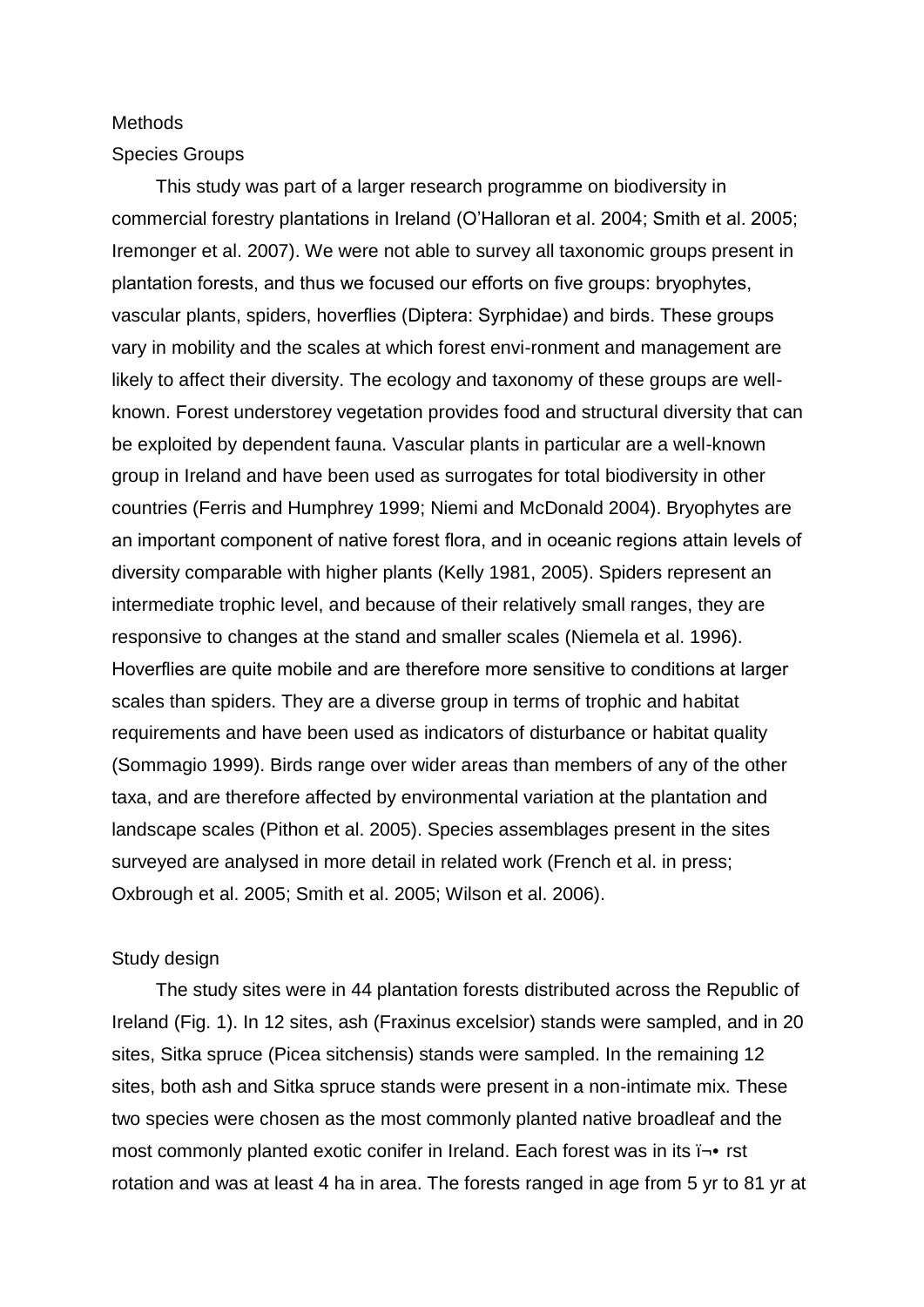## Methods

### Species Groups

This study was part of a larger research programme on biodiversity in commercial forestry plantations in Ireland (O'Halloran et al. 2004; Smith et al. 2005; Iremonger et al. 2007). We were not able to survey all taxonomic groups present in plantation forests, and thus we focused our efforts on five groups: bryophytes, vascular plants, spiders, hoverflies (Diptera: Syrphidae) and birds. These groups vary in mobility and the scales at which forest envi-ronment and management are likely to affect their diversity. The ecology and taxonomy of these groups are well-known. Forest understorey vegetation provides food and structural diversity that can be exploited by dependent fauna. Vascular plants in particular are a well-known group in Ireland and have been used as surrogates for total biodiversity in other countries (Ferris and Humphrey 1999; Niemi and McDonald 2004). Bryophytes are an important component of native forest flora, and in oceanic regions attain levels of diversity comparable with higher plants (Kelly 1981, 2005). Spiders represent an intermediate trophic level, and because of their relatively small ranges, they are responsive to changes at the stand and smaller scales (Niemela et al. 1996). Hoverflies are quite mobile and are therefore more sensitive to conditions at larger scales than spiders. They are a diverse group in terms of trophic and habitat requirements and have been used as indicators of disturbance or habitat quality (Sommagio 1999). Birds range over wider areas than members of any of the other taxa, and are therefore affected by environmental variation at the plantation and landscape scales (Pithon et al. 2005). Species assemblages present in the sites surveyed are analysed in more detail in related work (French et al. in press; Oxbrough et al. 2005; Smith et al. 2005; Wilson et al. 2006).

### Study design

The study sites were in 44 plantation forests distributed across the Republic of Ireland (Fig. 1). In 12 sites, ash (Fraxinus excelsior) stands were sampled, and in 20 sites, Sitka spruce (Picea sitchensis) stands were sampled. In the remaining 12 sites, both ash and Sitka spruce stands were present in a non-intimate mix. These two species were chosen as the most commonly planted native broadleaf and the most commonly planted exotic conifer in Ireland. Each forest was in its ï¬• rst rotation and was at least 4 ha in area. The forests ranged in age from 5 yr to 81 yr at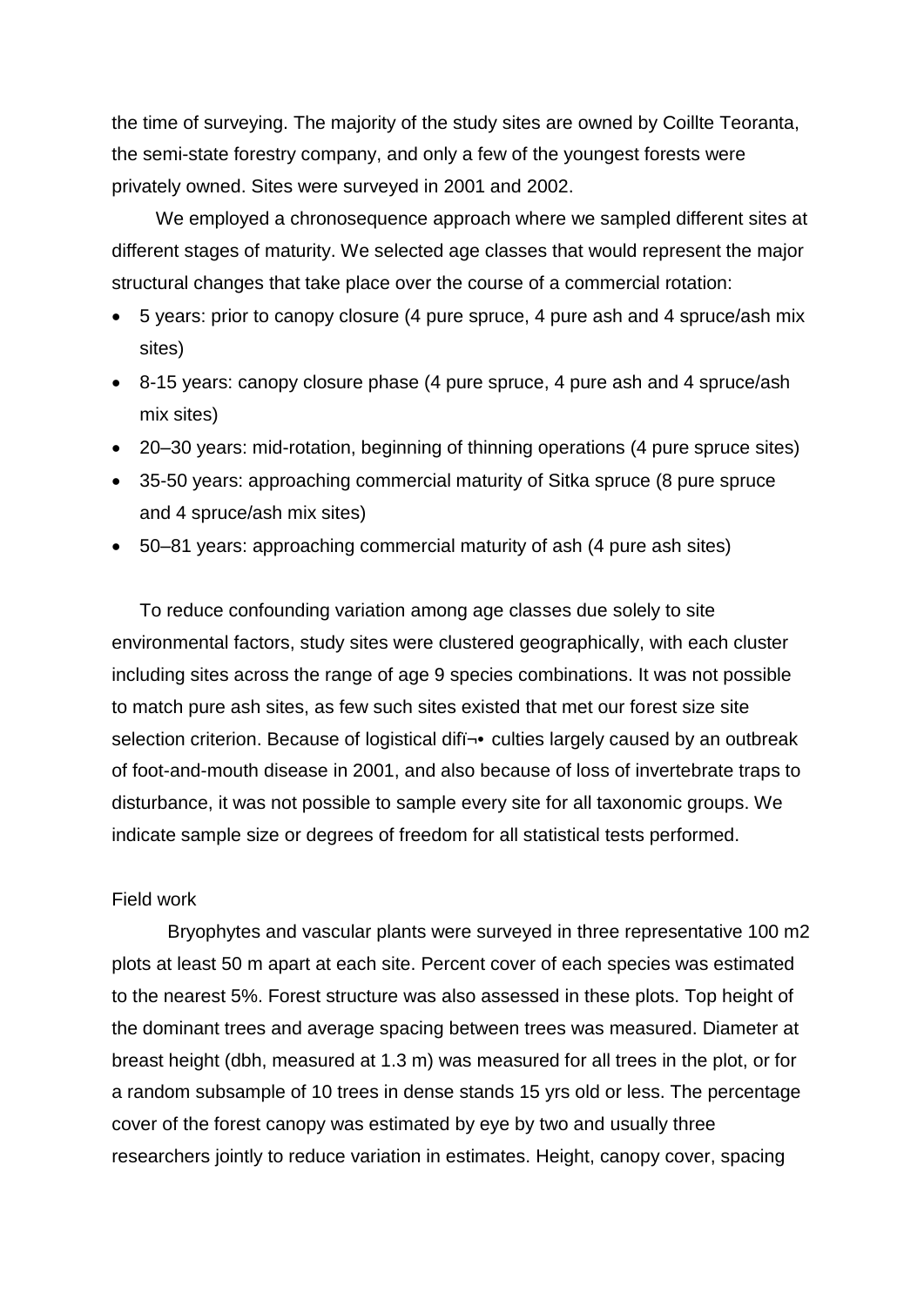the time of surveying. The majority of the study sites are owned by Coillte Teoranta, the semi-state forestry company, and only a few of the youngest forests were privately owned. Sites were surveyed in 2001 and 2002.

We employed a chronosequence approach where we sampled different sites at different stages of maturity. We selected age classes that would represent the major structural changes that take place over the course of a commercial rotation:

- 5 years: prior to canopy closure (4 pure spruce, 4 pure ash and 4 spruce/ash mix sites)
- 8-15 years: canopy closure phase (4 pure spruce, 4 pure ash and 4 spruce/ash mix sites)
- 20–30 years: mid-rotation, beginning of thinning operations (4 pure spruce sites)
- 35-50 years: approaching commercial maturity of Sitka spruce (8 pure spruce and 4 spruce/ash mix sites)
- 50–81 years: approaching commercial maturity of ash (4 pure ash sites)

To reduce confounding variation among age classes due solely to site environmental factors, study sites were clustered geographically, with each cluster including sites across the range of age 9 species combinations. It was not possible to match pure ash sites, as few such sites existed that met our forest size site selection criterion. Because of logistical difï¬• culties largely caused by an outbreak of foot-and-mouth disease in 2001, and also because of loss of invertebrate traps to disturbance, it was not possible to sample every site for all taxonomic groups. We indicate sample size or degrees of freedom for all statistical tests performed.

Field work

Bryophytes and vascular plants were surveyed in three representative 100 m2 plots at least 50 m apart at each site. Percent cover of each species was estimated to the nearest 5%. Forest structure was also assessed in these plots. Top height of the dominant trees and average spacing between trees was measured. Diameter at breast height (dbh, measured at 1.3 m) was measured for all trees in the plot, or for a random subsample of 10 trees in dense stands 15 yrs old or less. The percentage cover of the forest canopy was estimated by eye by two and usually three researchers jointly to reduce variation in estimates. Height, canopy cover, spacing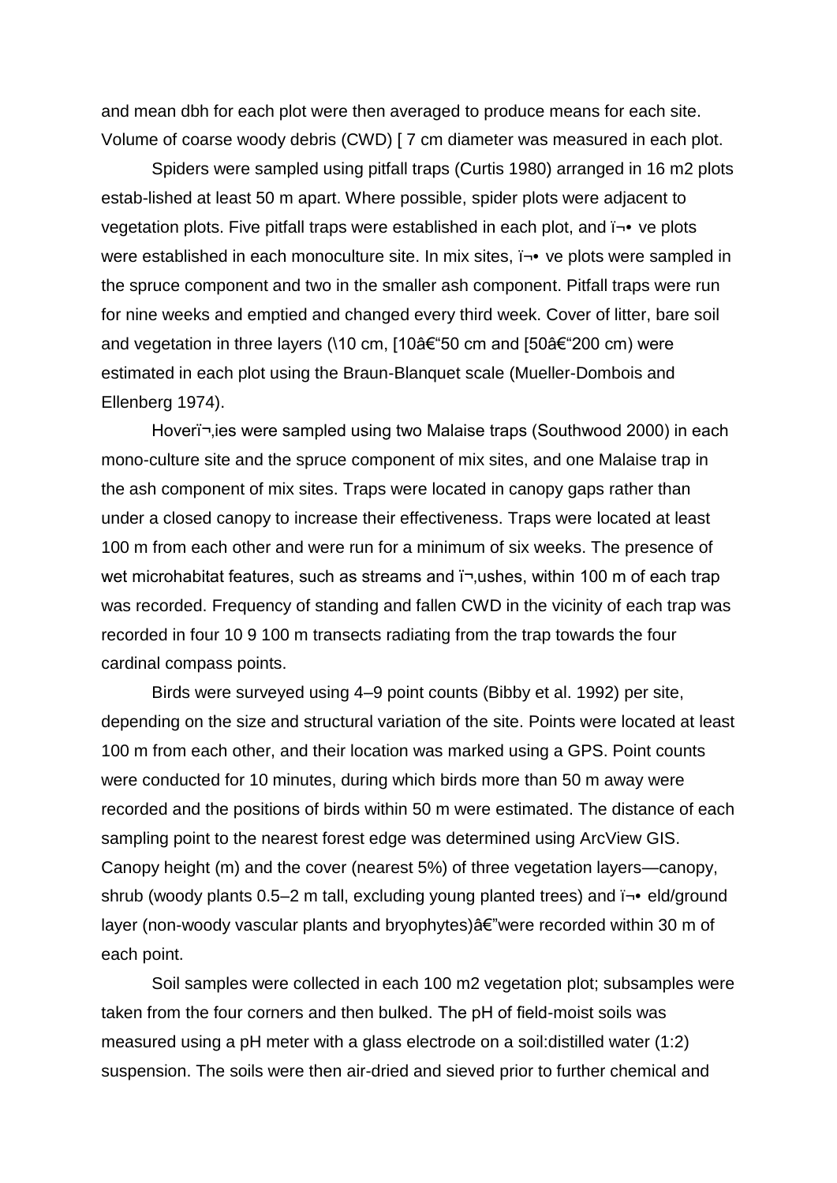and mean dbh for each plot were then averaged to produce means for each site. Volume of coarse woody debris (CWD) [ 7 cm diameter was measured in each plot.

Spiders were sampled using pitfall traps (Curtis 1980) arranged in 16 m2 plots estab-lished at least 50 m apart. Where possible, spider plots were adjacent to vegetation plots. Five pitfall traps were established in each plot, and ï¬• ve plots were established in each monoculture site. In mix sites, ï¬• ve plots were sampled in the spruce component and two in the smaller ash component. Pitfall traps were run for nine weeks and emptied and changed every third week. Cover of litter, bare soil and vegetation in three layers (\10 cm, [10â€“50 cm and [50â€“200 cm) were estimated in each plot using the Braun-Blanquet scale (Mueller-Dombois and Ellenberg 1974).

Hoverï¬‚ies were sampled using two Malaise traps (Southwood 2000) in each mono-culture site and the spruce component of mix sites, and one Malaise trap in the ash component of mix sites. Traps were located in canopy gaps rather than under a closed canopy to increase their effectiveness. Traps were located at least 100 m from each other and were run for a minimum of six weeks. The presence of wet microhabitat features, such as streams and ï¬‚ushes, within 100 m of each trap was recorded. Frequency of standing and fallen CWD in the vicinity of each trap was recorded in four 10 9 100 m transects radiating from the trap towards the four cardinal compass points.

Birds were surveyed using 4–9 point counts (Bibby et al. 1992) per site, depending on the size and structural variation of the site. Points were located at least 100 m from each other, and their location was marked using a GPS. Point counts were conducted for 10 minutes, during which birds more than 50 m away were recorded and the positions of birds within 50 m were estimated. The distance of each sampling point to the nearest forest edge was determined using ArcView GIS. Canopy height (m) and the cover (nearest 5%) of three vegetation layers—canopy, shrub (woody plants 0.5–2 m tall, excluding young planted trees) and ï¬• eld/ground layer (non-woody vascular plants and bryophytes)â€"were recorded within 30 m of each point.

Soil samples were collected in each 100 m2 vegetation plot; subsamples were taken from the four corners and then bulked. The pH of field-moist soils was measured using a pH meter with a glass electrode on a soil:distilled water (1:2) suspension. The soils were then air-dried and sieved prior to further chemical and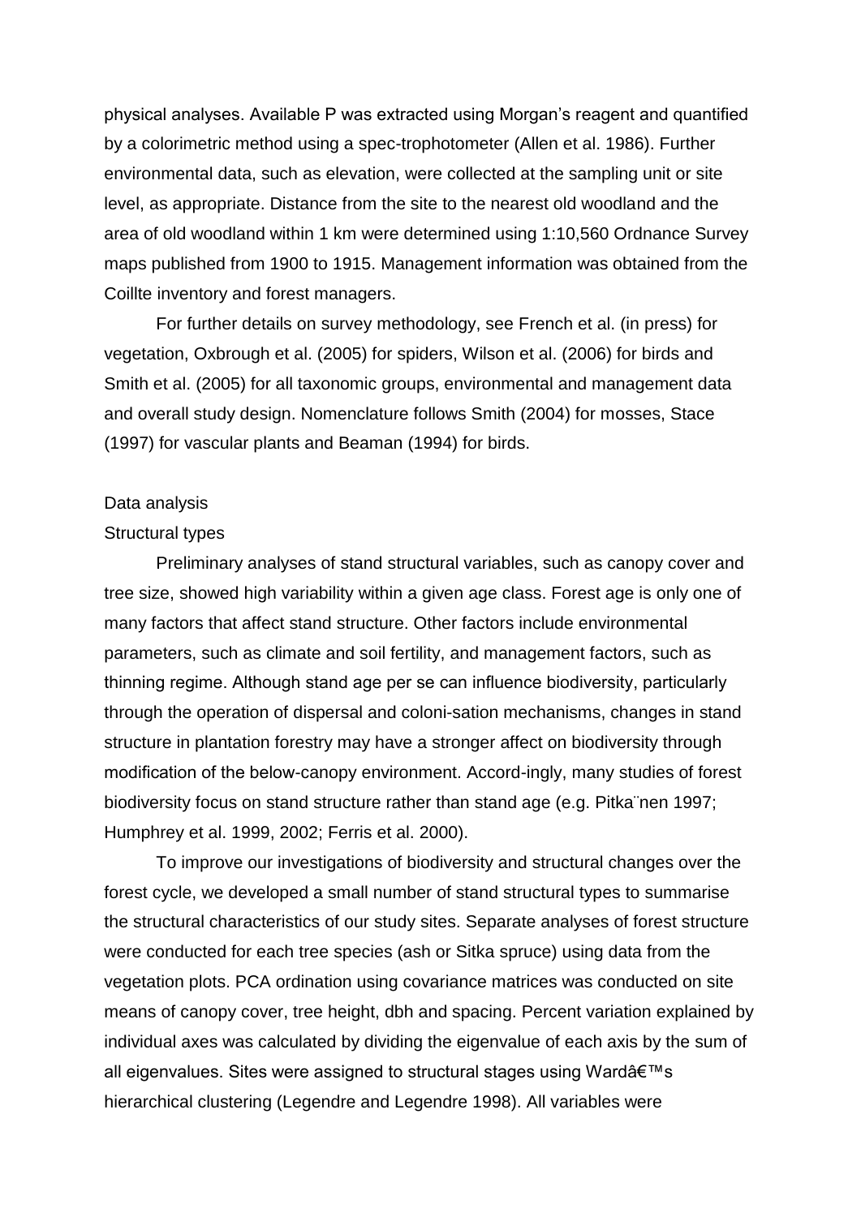physical analyses. Available P was extracted using Morgan's reagent and quantified by a colorimetric method using a spec-trophotometer (Allen et al. 1986). Further environmental data, such as elevation, were collected at the sampling unit or site level, as appropriate. Distance from the site to the nearest old woodland and the area of old woodland within 1 km were determined using 1:10,560 Ordnance Survey maps published from 1900 to 1915. Management information was obtained from the Coillte inventory and forest managers.

For further details on survey methodology, see French et al. (in press) for vegetation, Oxbrough et al. (2005) for spiders, Wilson et al. (2006) for birds and Smith et al. (2005) for all taxonomic groups, environmental and management data and overall study design. Nomenclature follows Smith (2004) for mosses, Stace (1997) for vascular plants and Beaman (1994) for birds.

## Data analysis

### Structural types

Preliminary analyses of stand structural variables, such as canopy cover and tree size, showed high variability within a given age class. Forest age is only one of many factors that affect stand structure. Other factors include environmental parameters, such as climate and soil fertility, and management factors, such as thinning regime. Although stand age per se can influence biodiversity, particularly through the operation of dispersal and coloni-sation mechanisms, changes in stand structure in plantation forestry may have a stronger affect on biodiversity through modification of the below-canopy environment. Accord-ingly, many studies of forest biodiversity focus on stand structure rather than stand age (e.g. Pitka¨nen 1997; Humphrey et al. 1999, 2002; Ferris et al. 2000).

To improve our investigations of biodiversity and structural changes over the forest cycle, we developed a small number of stand structural types to summarise the structural characteristics of our study sites. Separate analyses of forest structure were conducted for each tree species (ash or Sitka spruce) using data from the vegetation plots. PCA ordination using covariance matrices was conducted on site means of canopy cover, tree height, dbh and spacing. Percent variation explained by individual axes was calculated by dividing the eigenvalue of each axis by the sum of all eigenvalues. Sites were assigned to structural stages using Wardâ€™s hierarchical clustering (Legendre and Legendre 1998). All variables were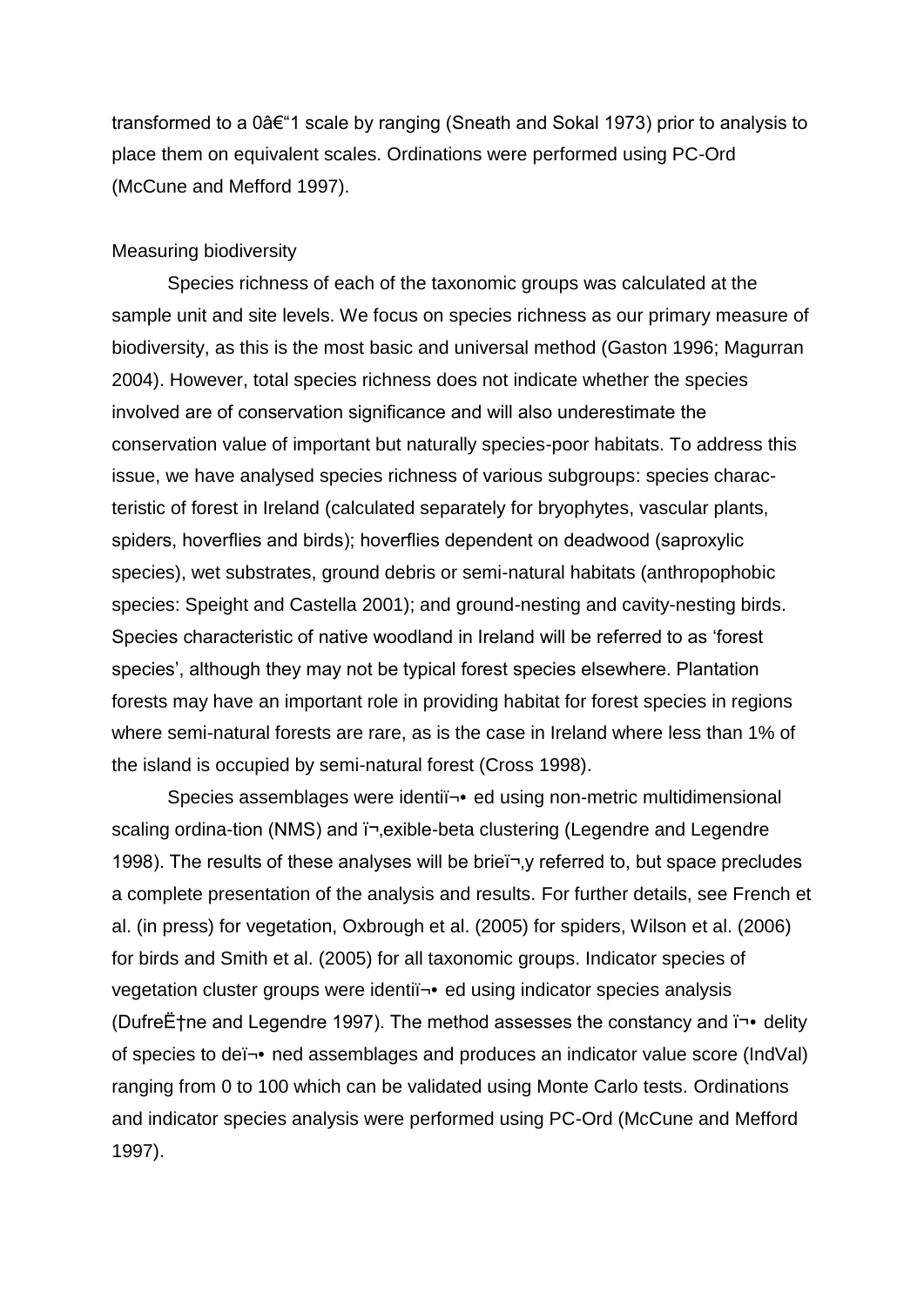transformed to a 0–1 scale by ranging (Sneath and Sokal 1973) prior to analysis to place them on equivalent scales. Ordinations were performed using PC-Ord (McCune and Mefford 1997).

### Measuring biodiversity

Species richness of each of the taxonomic groups was calculated at the sample unit and site levels. We focus on species richness as our primary measure of biodiversity, as this is the most basic and universal method (Gaston 1996; Magurran 2004). However, total species richness does not indicate whether the species involved are of conservation significance and will also underestimate the conservation value of important but naturally species-poor habitats. To address this issue, we have analysed species richness of various subgroups: species characteristic of forest in Ireland (calculated separately for bryophytes, vascular plants, spiders, hoverflies and birds); hoverflies dependent on deadwood (saproxylic species), wet substrates, ground debris or semi-natural habitats (anthropophobic species: Speight and Castella 2001); and ground-nesting and cavity-nesting birds. Species characteristic of native woodland in Ireland will be referred to as 'forest species', although they may not be typical forest species elsewhere. Plantation forests may have an important role in providing habitat for forest species in regions where semi-natural forests are rare, as is the case in Ireland where less than 1% of the island is occupied by semi-natural forest (Cross 1998).

Species assemblages were identified using non-metric multidimensional scaling ordina-tion (NMS) and flexible-beta clustering (Legendre and Legendre 1998). The results of these analyses will be briefly referred to, but space precludes a complete presentation of the analysis and results. For further details, see French et al. (in press) for vegetation, Oxbrough et al. (2005) for spiders, Wilson et al. (2006) for birds and Smith et al. (2005) for all taxonomic groups. Indicator species of vegetation cluster groups were identified using indicator species analysis (Dufrêne and Legendre 1997). The method assesses the constancy and fidelity of species to defined assemblages and produces an indicator value score (IndVal) ranging from 0 to 100 which can be validated using Monte Carlo tests. Ordinations and indicator species analysis were performed using PC-Ord (McCune and Mefford 1997).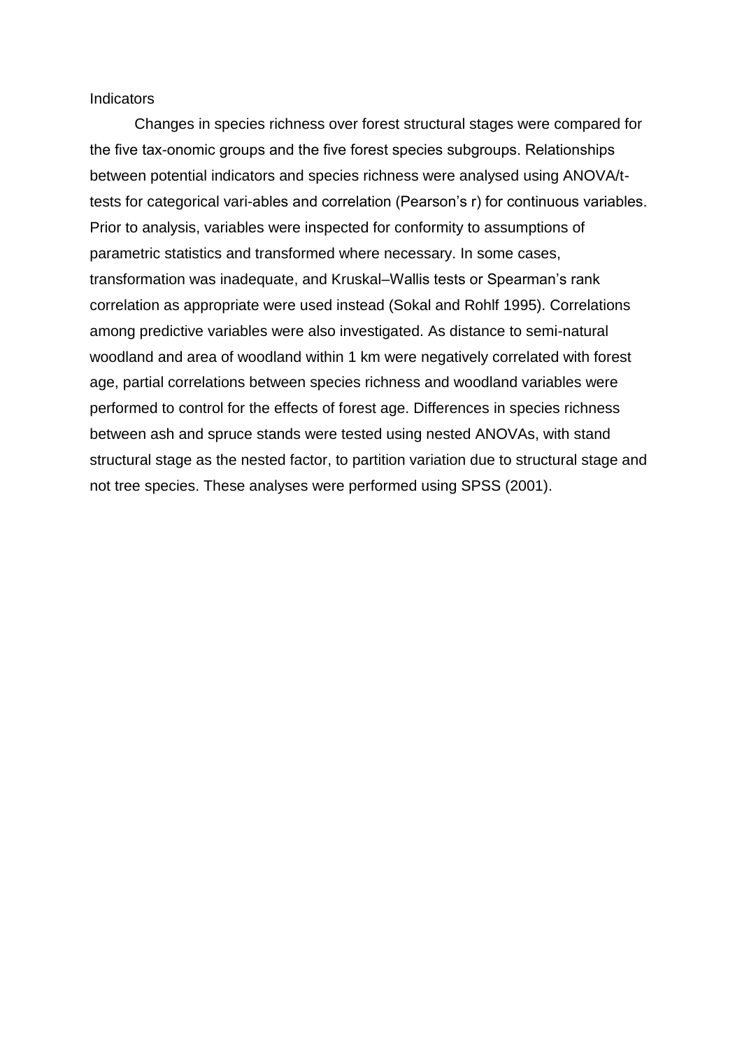Indicators

Changes in species richness over forest structural stages were compared for the five tax-onomic groups and the five forest species subgroups. Relationships between potential indicators and species richness were analysed using ANOVA/t-tests for categorical vari-ables and correlation (Pearson's r) for continuous variables. Prior to analysis, variables were inspected for conformity to assumptions of parametric statistics and transformed where necessary. In some cases, transformation was inadequate, and Kruskal–Wallis tests or Spearman's rank correlation as appropriate were used instead (Sokal and Rohlf 1995). Correlations among predictive variables were also investigated. As distance to semi-natural woodland and area of woodland within 1 km were negatively correlated with forest age, partial correlations between species richness and woodland variables were performed to control for the effects of forest age. Differences in species richness between ash and spruce stands were tested using nested ANOVAs, with stand structural stage as the nested factor, to partition variation due to structural stage and not tree species. These analyses were performed using SPSS (2001).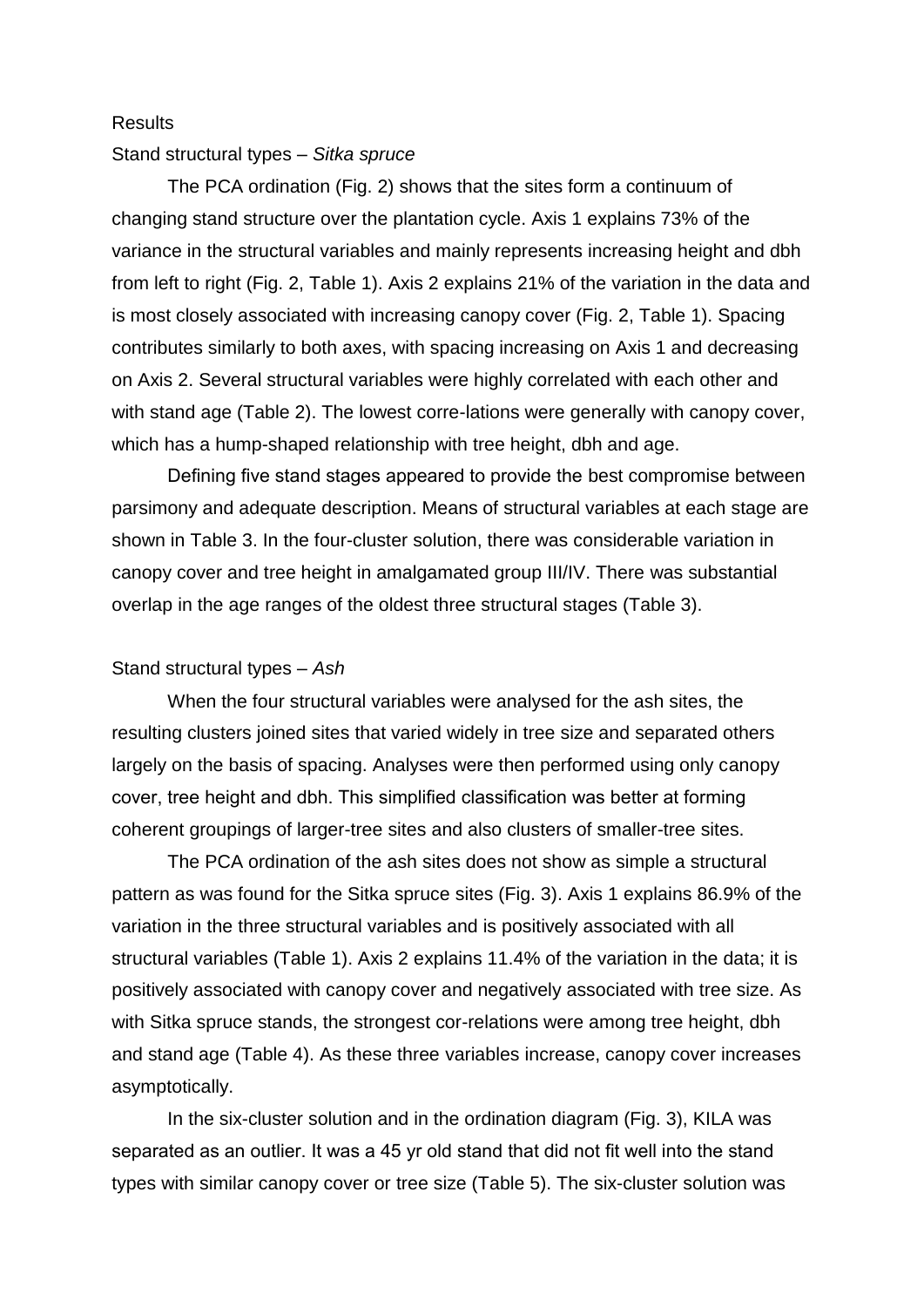## Results

### Stand structural types – *Sitka spruce*

The PCA ordination (Fig. 2) shows that the sites form a continuum of changing stand structure over the plantation cycle. Axis 1 explains 73% of the variance in the structural variables and mainly represents increasing height and dbh from left to right (Fig. 2, Table 1). Axis 2 explains 21% of the variation in the data and is most closely associated with increasing canopy cover (Fig. 2, Table 1). Spacing contributes similarly to both axes, with spacing increasing on Axis 1 and decreasing on Axis 2. Several structural variables were highly correlated with each other and with stand age (Table 2). The lowest corre-lations were generally with canopy cover, which has a hump-shaped relationship with tree height, dbh and age.

Defining five stand stages appeared to provide the best compromise between parsimony and adequate description. Means of structural variables at each stage are shown in Table 3. In the four-cluster solution, there was considerable variation in canopy cover and tree height in amalgamated group III/IV. There was substantial overlap in the age ranges of the oldest three structural stages (Table 3).

### Stand structural types – *Ash*

When the four structural variables were analysed for the ash sites, the resulting clusters joined sites that varied widely in tree size and separated others largely on the basis of spacing. Analyses were then performed using only canopy cover, tree height and dbh. This simplified classification was better at forming coherent groupings of larger-tree sites and also clusters of smaller-tree sites.

The PCA ordination of the ash sites does not show as simple a structural pattern as was found for the Sitka spruce sites (Fig. 3). Axis 1 explains 86.9% of the variation in the three structural variables and is positively associated with all structural variables (Table 1). Axis 2 explains 11.4% of the variation in the data; it is positively associated with canopy cover and negatively associated with tree size. As with Sitka spruce stands, the strongest cor-relations were among tree height, dbh and stand age (Table 4). As these three variables increase, canopy cover increases asymptotically.

In the six-cluster solution and in the ordination diagram (Fig. 3), KILA was separated as an outlier. It was a 45 yr old stand that did not fit well into the stand types with similar canopy cover or tree size (Table 5). The six-cluster solution was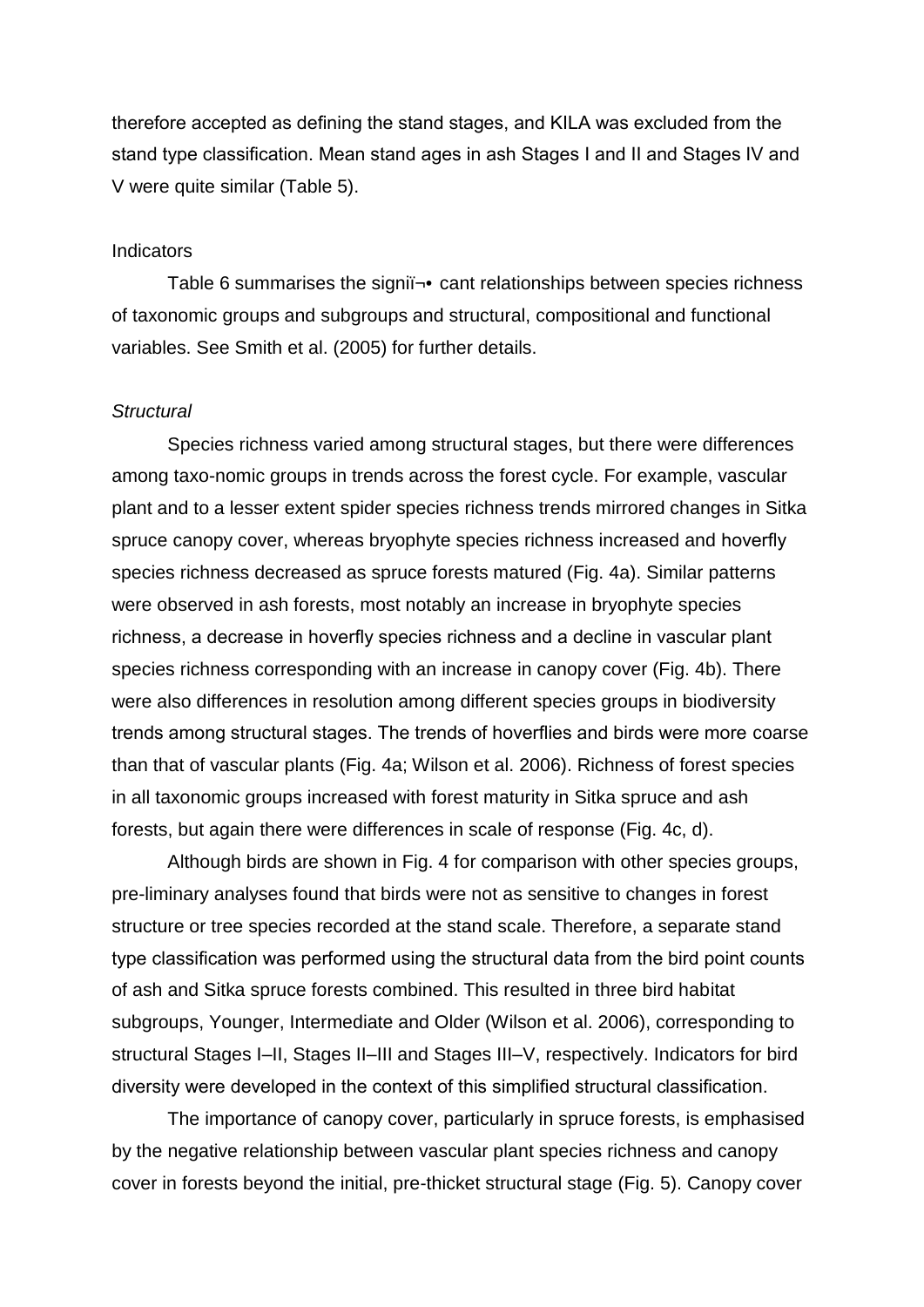therefore accepted as defining the stand stages, and KILA was excluded from the stand type classification. Mean stand ages in ash Stages I and II and Stages IV and V were quite similar (Table 5).

### Indicators

Table 6 summarises the signiï¬• cant relationships between species richness of taxonomic groups and subgroups and structural, compositional and functional variables. See Smith et al. (2005) for further details.

#### *Structural*

Species richness varied among structural stages, but there were differences among taxo-nomic groups in trends across the forest cycle. For example, vascular plant and to a lesser extent spider species richness trends mirrored changes in Sitka spruce canopy cover, whereas bryophyte species richness increased and hoverfly species richness decreased as spruce forests matured (Fig. 4a). Similar patterns were observed in ash forests, most notably an increase in bryophyte species richness, a decrease in hoverfly species richness and a decline in vascular plant species richness corresponding with an increase in canopy cover (Fig. 4b). There were also differences in resolution among different species groups in biodiversity trends among structural stages. The trends of hoverflies and birds were more coarse than that of vascular plants (Fig. 4a; Wilson et al. 2006). Richness of forest species in all taxonomic groups increased with forest maturity in Sitka spruce and ash forests, but again there were differences in scale of response (Fig. 4c, d).

Although birds are shown in Fig. 4 for comparison with other species groups, pre-liminary analyses found that birds were not as sensitive to changes in forest structure or tree species recorded at the stand scale. Therefore, a separate stand type classification was performed using the structural data from the bird point counts of ash and Sitka spruce forests combined. This resulted in three bird habitat subgroups, Younger, Intermediate and Older (Wilson et al. 2006), corresponding to structural Stages I–II, Stages II–III and Stages III–V, respectively. Indicators for bird diversity were developed in the context of this simplified structural classification.

The importance of canopy cover, particularly in spruce forests, is emphasised by the negative relationship between vascular plant species richness and canopy cover in forests beyond the initial, pre-thicket structural stage (Fig. 5). Canopy cover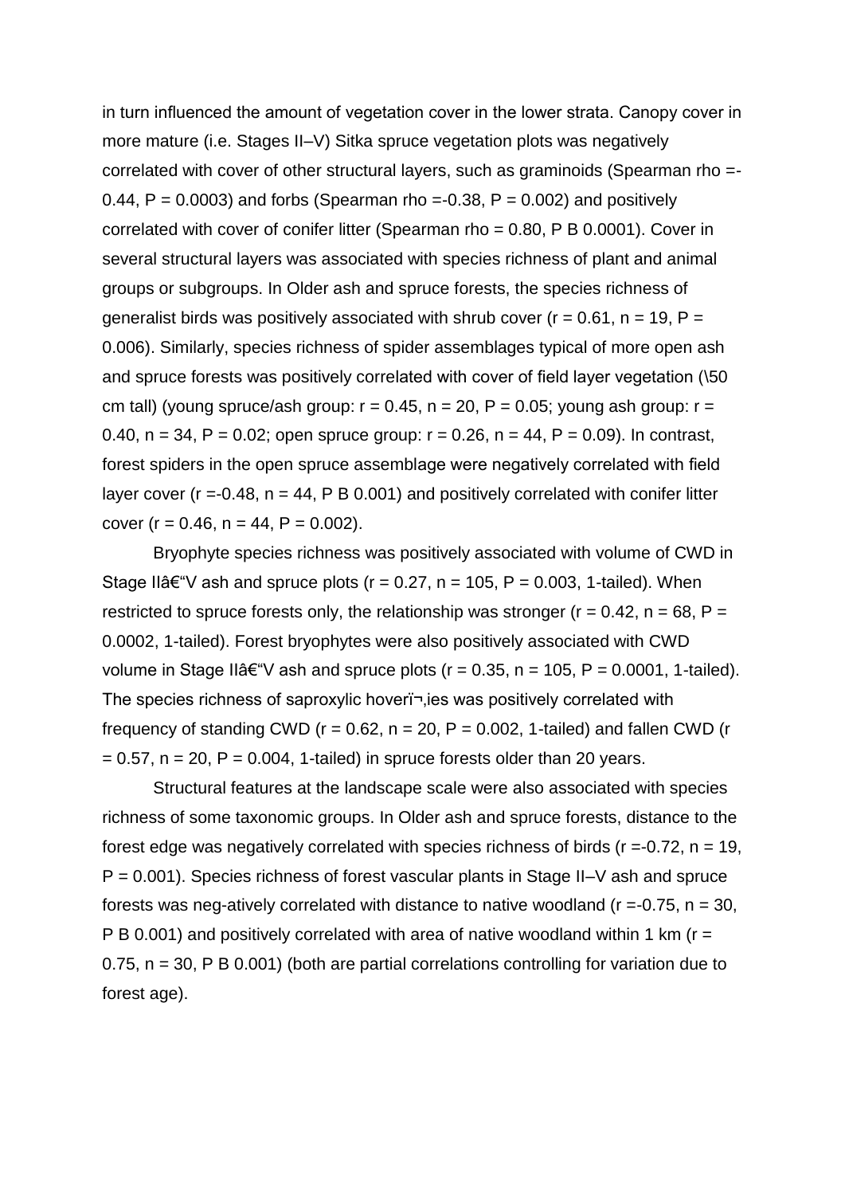in turn influenced the amount of vegetation cover in the lower strata. Canopy cover in more mature (i.e. Stages II–V) Sitka spruce vegetation plots was negatively correlated with cover of other structural layers, such as graminoids (Spearman rho =-0.44, P = 0.0003) and forbs (Spearman rho =-0.38, P = 0.002) and positively correlated with cover of conifer litter (Spearman rho = 0.80, P B 0.0001). Cover in several structural layers was associated with species richness of plant and animal groups or subgroups. In Older ash and spruce forests, the species richness of generalist birds was positively associated with shrub cover (r = 0.61, n = 19, P = 0.006). Similarly, species richness of spider assemblages typical of more open ash and spruce forests was positively correlated with cover of field layer vegetation (\50 cm tall) (young spruce/ash group: r = 0.45, n = 20, P = 0.05; young ash group: r = 0.40, n = 34, P = 0.02; open spruce group: r = 0.26, n = 44, P = 0.09). In contrast, forest spiders in the open spruce assemblage were negatively correlated with field layer cover (r =-0.48, n = 44, P B 0.001) and positively correlated with conifer litter cover (r = 0.46, n = 44, P = 0.002).

Bryophyte species richness was positively associated with volume of CWD in Stage IIâ€“V ash and spruce plots (r = 0.27, n = 105, P = 0.003, 1-tailed). When restricted to spruce forests only, the relationship was stronger (r = 0.42, n = 68, P = 0.0002, 1-tailed). Forest bryophytes were also positively associated with CWD volume in Stage IIâ€“V ash and spruce plots (r = 0.35, n = 105, P = 0.0001, 1-tailed). The species richness of saproxylic hoverï¬‚ies was positively correlated with frequency of standing CWD (r = 0.62, n = 20, P = 0.002, 1-tailed) and fallen CWD (r = 0.57, n = 20, P = 0.004, 1-tailed) in spruce forests older than 20 years.

Structural features at the landscape scale were also associated with species richness of some taxonomic groups. In Older ash and spruce forests, distance to the forest edge was negatively correlated with species richness of birds (r =-0.72, n = 19, P = 0.001). Species richness of forest vascular plants in Stage II–V ash and spruce forests was neg-atively correlated with distance to native woodland (r =-0.75, n = 30, P B 0.001) and positively correlated with area of native woodland within 1 km (r = 0.75, n = 30, P B 0.001) (both are partial correlations controlling for variation due to forest age).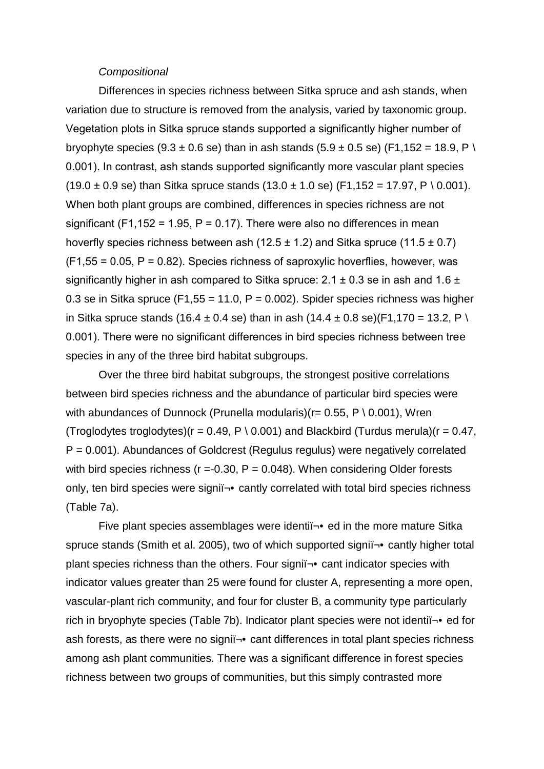*Compositional*

Differences in species richness between Sitka spruce and ash stands, when variation due to structure is removed from the analysis, varied by taxonomic group. Vegetation plots in Sitka spruce stands supported a significantly higher number of bryophyte species (9.3 ± 0.6 se) than in ash stands (5.9 ± 0.5 se) ($F_{1,152} = 18.9$, $P < 0.001$). In contrast, ash stands supported significantly more vascular plant species (19.0 ± 0.9 se) than Sitka spruce stands (13.0 ± 1.0 se) ($F_{1,152} = 17.97$, $P < 0.001$). When both plant groups are combined, differences in species richness are not significant ($F_{1,152} = 1.95$, $P = 0.17$). There were also no differences in mean hoverfly species richness between ash (12.5 ± 1.2) and Sitka spruce (11.5 ± 0.7) ($F_{1,55} = 0.05$, $P = 0.82$). Species richness of saproxylic hoverflies, however, was significantly higher in ash compared to Sitka spruce: 2.1 ± 0.3 se in ash and 1.6 ± 0.3 se in Sitka spruce ($F_{1,55} = 11.0$, $P = 0.002$). Spider species richness was higher in Sitka spruce stands (16.4 ± 0.4 se) than in ash (14.4 ± 0.8 se)($F_{1,170} = 13.2$, $P < 0.001$). There were no significant differences in bird species richness between tree species in any of the three bird habitat subgroups.

Over the three bird habitat subgroups, the strongest positive correlations between bird species richness and the abundance of particular bird species were with abundances of Dunnock (Prunella modularis)($r = 0.55$, $P < 0.001$), Wren (Troglodytes troglodytes)($r = 0.49$, $P < 0.001$) and Blackbird (Turdus merula)($r = 0.47$, $P = 0.001$). Abundances of Goldcrest (Regulus regulus) were negatively correlated with bird species richness ($r = -0.30$, $P = 0.048$). When considering Older forests only, ten bird species were significantly correlated with total bird species richness (Table 7a).

Five plant species assemblages were identified in the more mature Sitka spruce stands (Smith et al. 2005), two of which supported significantly higher total plant species richness than the others. Four significant indicator species with indicator values greater than 25 were found for cluster A, representing a more open, vascular-plant rich community, and four for cluster B, a community type particularly rich in bryophyte species (Table 7b). Indicator plant species were not identified for ash forests, as there were no significant differences in total plant species richness among ash plant communities. There was a significant difference in forest species richness between two groups of communities, but this simply contrasted more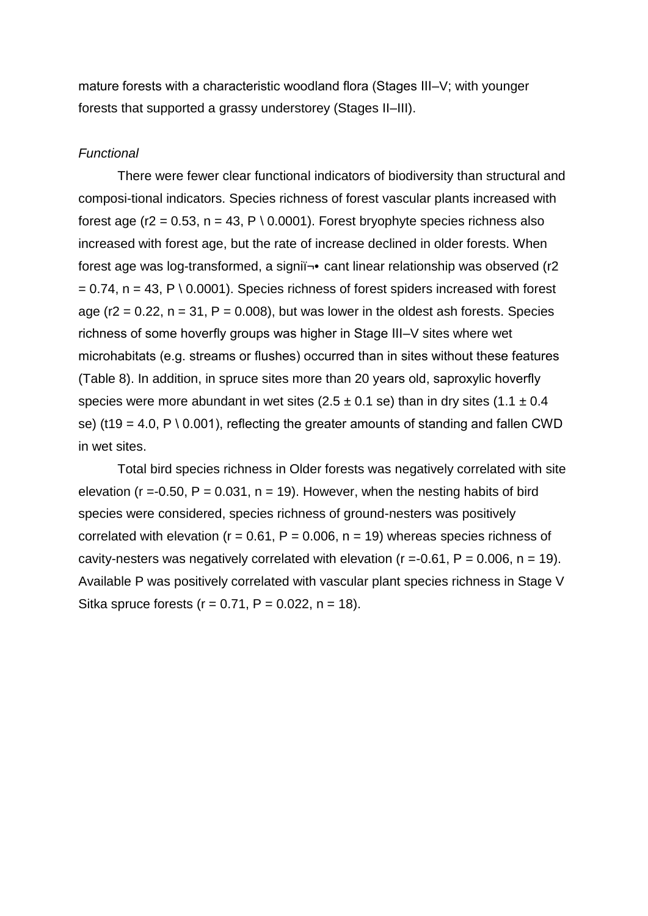mature forests with a characteristic woodland flora (Stages III–V; with younger forests that supported a grassy understorey (Stages II–III).

*Functional*

There were fewer clear functional indicators of biodiversity than structural and composi-tional indicators. Species richness of forest vascular plants increased with forest age ($r2 = 0.53$, $n = 43$, P \ 0.0001). Forest bryophyte species richness also increased with forest age, but the rate of increase declined in older forests. When forest age was log-transformed, a signiï¬• cant linear relationship was observed ($r2 = 0.74$, $n = 43$, P \ 0.0001). Species richness of forest spiders increased with forest age ($r2 = 0.22$, $n = 31$, $P = 0.008$), but was lower in the oldest ash forests. Species richness of some hoverfly groups was higher in Stage III–V sites where wet microhabitats (e.g. streams or flushes) occurred than in sites without these features (Table 8). In addition, in spruce sites more than 20 years old, saproxylic hoverfly species were more abundant in wet sites ($2.5 \pm 0.1$ se) than in dry sites ($1.1 \pm 0.4$ se) ($t19 = 4.0$, P \ 0.001), reflecting the greater amounts of standing and fallen CWD in wet sites.

Total bird species richness in Older forests was negatively correlated with site elevation ($r = -0.50$, $P = 0.031$, $n = 19$). However, when the nesting habits of bird species were considered, species richness of ground-nesters was positively correlated with elevation ($r = 0.61$, $P = 0.006$, $n = 19$) whereas species richness of cavity-nesters was negatively correlated with elevation ($r = -0.61$, $P = 0.006$, $n = 19$). Available P was positively correlated with vascular plant species richness in Stage V Sitka spruce forests ($r = 0.71$, $P = 0.022$, $n = 18$).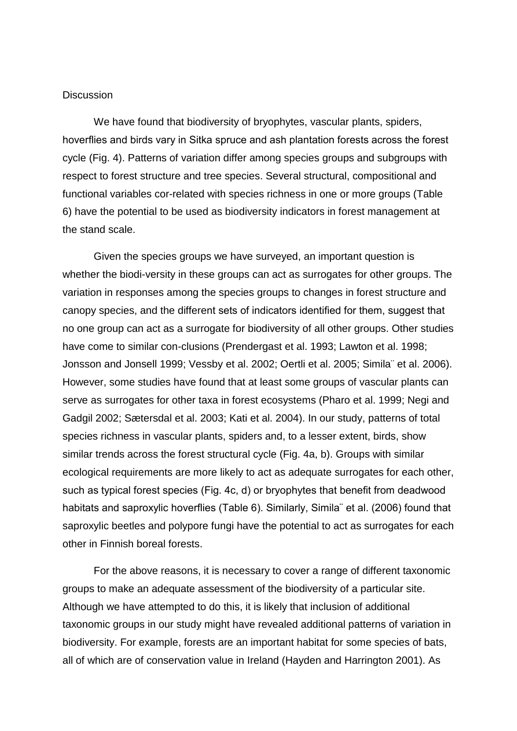## Discussion

We have found that biodiversity of bryophytes, vascular plants, spiders, hoverflies and birds vary in Sitka spruce and ash plantation forests across the forest cycle (Fig. 4). Patterns of variation differ among species groups and subgroups with respect to forest structure and tree species. Several structural, compositional and functional variables cor-related with species richness in one or more groups (Table 6) have the potential to be used as biodiversity indicators in forest management at the stand scale.

Given the species groups we have surveyed, an important question is whether the biodi-versity in these groups can act as surrogates for other groups. The variation in responses among the species groups to changes in forest structure and canopy species, and the different sets of indicators identified for them, suggest that no one group can act as a surrogate for biodiversity of all other groups. Other studies have come to similar con-clusions (Prendergast et al. 1993; Lawton et al. 1998; Jonsson and Jonsell 1999; Vessby et al. 2002; Oertli et al. 2005; Simila¨ et al. 2006). However, some studies have found that at least some groups of vascular plants can serve as surrogates for other taxa in forest ecosystems (Pharo et al. 1999; Negi and Gadgil 2002; Sætersdal et al. 2003; Kati et al. 2004). In our study, patterns of total species richness in vascular plants, spiders and, to a lesser extent, birds, show similar trends across the forest structural cycle (Fig. 4a, b). Groups with similar ecological requirements are more likely to act as adequate surrogates for each other, such as typical forest species (Fig. 4c, d) or bryophytes that benefit from deadwood habitats and saproxylic hoverflies (Table 6). Similarly, Simila¨ et al. (2006) found that saproxylic beetles and polypore fungi have the potential to act as surrogates for each other in Finnish boreal forests.

For the above reasons, it is necessary to cover a range of different taxonomic groups to make an adequate assessment of the biodiversity of a particular site. Although we have attempted to do this, it is likely that inclusion of additional taxonomic groups in our study might have revealed additional patterns of variation in biodiversity. For example, forests are an important habitat for some species of bats, all of which are of conservation value in Ireland (Hayden and Harrington 2001). As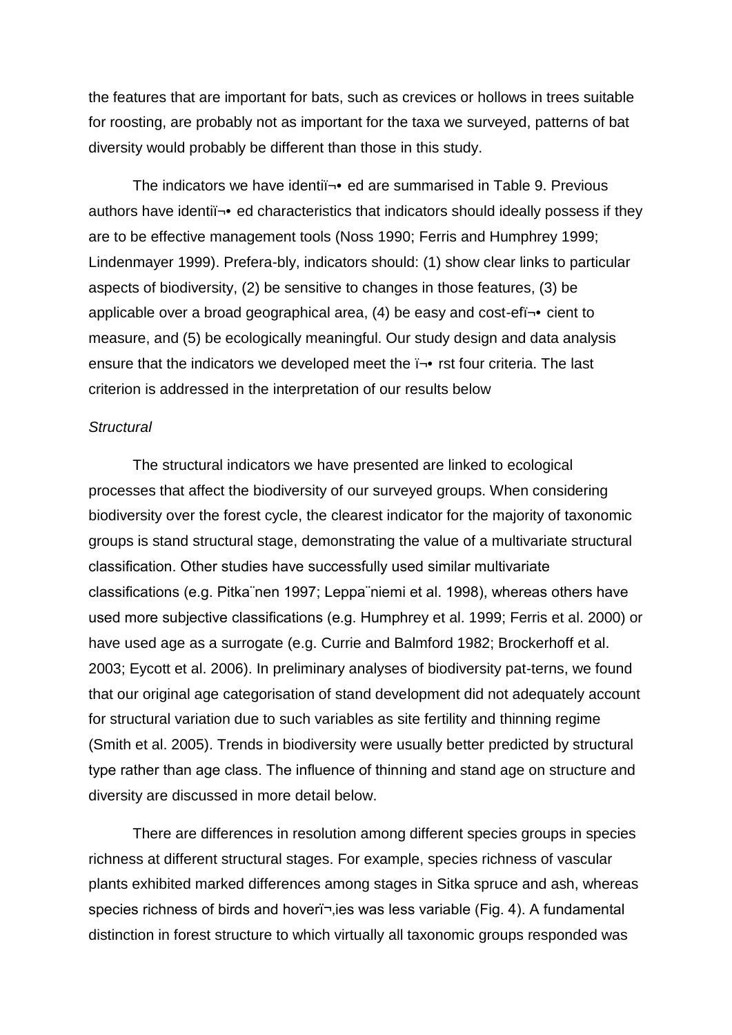the features that are important for bats, such as crevices or hollows in trees suitable for roosting, are probably not as important for the taxa we surveyed, patterns of bat diversity would probably be different than those in this study.

The indicators we have identiï¬• ed are summarised in Table 9. Previous authors have identiï¬• ed characteristics that indicators should ideally possess if they are to be effective management tools (Noss 1990; Ferris and Humphrey 1999; Lindenmayer 1999). Prefera-bly, indicators should: (1) show clear links to particular aspects of biodiversity, (2) be sensitive to changes in those features, (3) be applicable over a broad geographical area, (4) be easy and cost-efï¬• cient to measure, and (5) be ecologically meaningful. Our study design and data analysis ensure that the indicators we developed meet the ï¬• rst four criteria. The last criterion is addressed in the interpretation of our results below

*Structural*

The structural indicators we have presented are linked to ecological processes that affect the biodiversity of our surveyed groups. When considering biodiversity over the forest cycle, the clearest indicator for the majority of taxonomic groups is stand structural stage, demonstrating the value of a multivariate structural classification. Other studies have successfully used similar multivariate classifications (e.g. Pitka¨nen 1997; Leppa¨niemi et al. 1998), whereas others have used more subjective classifications (e.g. Humphrey et al. 1999; Ferris et al. 2000) or have used age as a surrogate (e.g. Currie and Balmford 1982; Brockerhoff et al. 2003; Eycott et al. 2006). In preliminary analyses of biodiversity pat-terns, we found that our original age categorisation of stand development did not adequately account for structural variation due to such variables as site fertility and thinning regime (Smith et al. 2005). Trends in biodiversity were usually better predicted by structural type rather than age class. The influence of thinning and stand age on structure and diversity are discussed in more detail below.

There are differences in resolution among different species groups in species richness at different structural stages. For example, species richness of vascular plants exhibited marked differences among stages in Sitka spruce and ash, whereas species richness of birds and hoverï¬‚ies was less variable (Fig. 4). A fundamental distinction in forest structure to which virtually all taxonomic groups responded was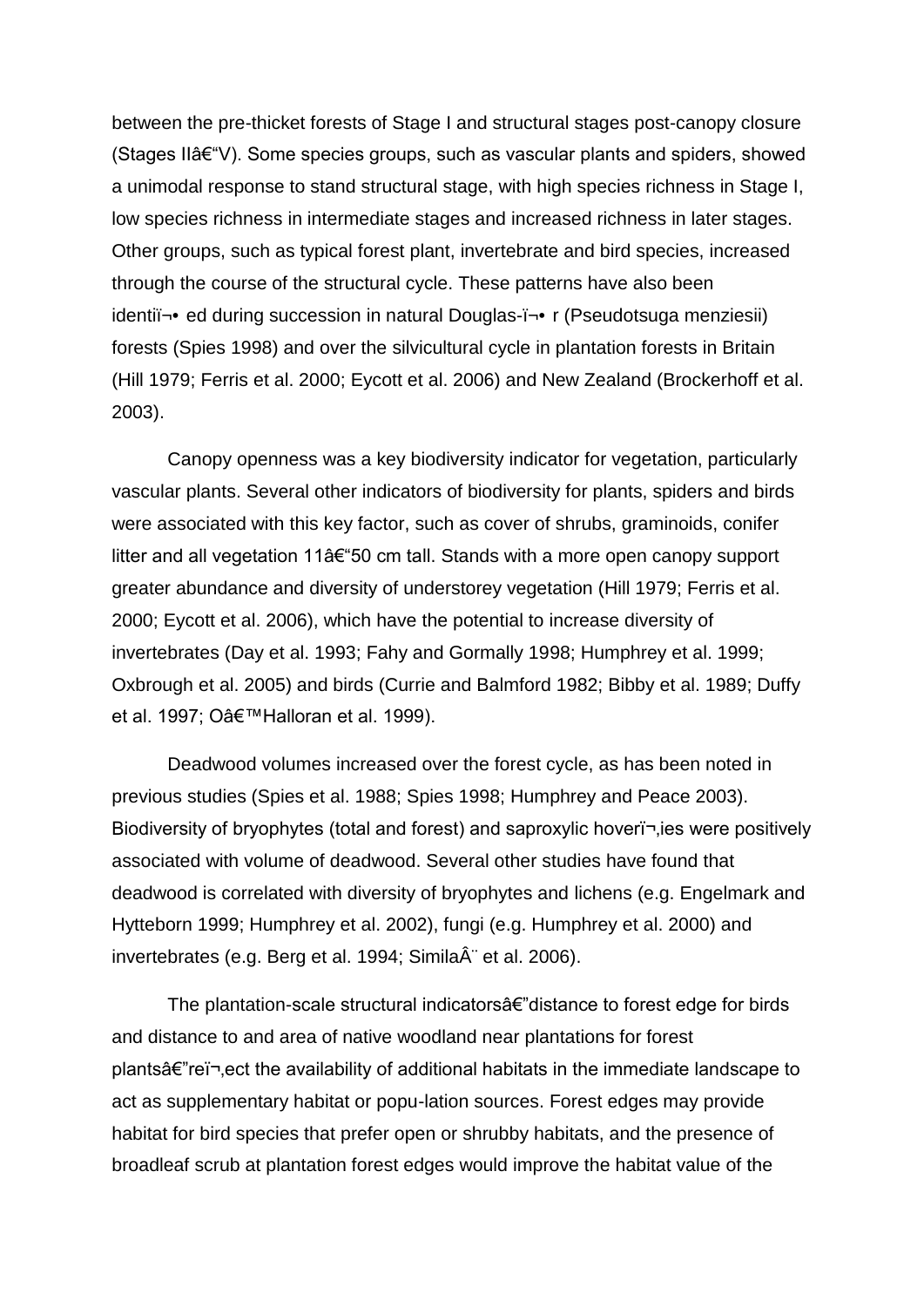between the pre-thicket forests of Stage I and structural stages post-canopy closure (Stages IIâ€“V). Some species groups, such as vascular plants and spiders, showed a unimodal response to stand structural stage, with high species richness in Stage I, low species richness in intermediate stages and increased richness in later stages. Other groups, such as typical forest plant, invertebrate and bird species, increased through the course of the structural cycle. These patterns have also been identiï¬• ed during succession in natural Douglas-ï¬• r (Pseudotsuga menziesii) forests (Spies 1998) and over the silvicultural cycle in plantation forests in Britain (Hill 1979; Ferris et al. 2000; Eycott et al. 2006) and New Zealand (Brockerhoff et al. 2003).

Canopy openness was a key biodiversity indicator for vegetation, particularly vascular plants. Several other indicators of biodiversity for plants, spiders and birds were associated with this key factor, such as cover of shrubs, graminoids, conifer litter and all vegetation 11â€“50 cm tall. Stands with a more open canopy support greater abundance and diversity of understorey vegetation (Hill 1979; Ferris et al. 2000; Eycott et al. 2006), which have the potential to increase diversity of invertebrates (Day et al. 1993; Fahy and Gormally 1998; Humphrey et al. 1999; Oxbrough et al. 2005) and birds (Currie and Balmford 1982; Bibby et al. 1989; Duffy et al. 1997; Oâ€™Halloran et al. 1999).

Deadwood volumes increased over the forest cycle, as has been noted in previous studies (Spies et al. 1988; Spies 1998; Humphrey and Peace 2003). Biodiversity of bryophytes (total and forest) and saproxylic hoverï¬‚ies were positively associated with volume of deadwood. Several other studies have found that deadwood is correlated with diversity of bryophytes and lichens (e.g. Engelmark and Hytteborn 1999; Humphrey et al. 2002), fungi (e.g. Humphrey et al. 2000) and invertebrates (e.g. Berg et al. 1994; SimilaÂ¨ et al. 2006).

The plantation-scale structural indicatorsâ€"distance to forest edge for birds and distance to and area of native woodland near plantations for forest plantsâ€"reï¬‚ect the availability of additional habitats in the immediate landscape to act as supplementary habitat or popu-lation sources. Forest edges may provide habitat for bird species that prefer open or shrubby habitats, and the presence of broadleaf scrub at plantation forest edges would improve the habitat value of the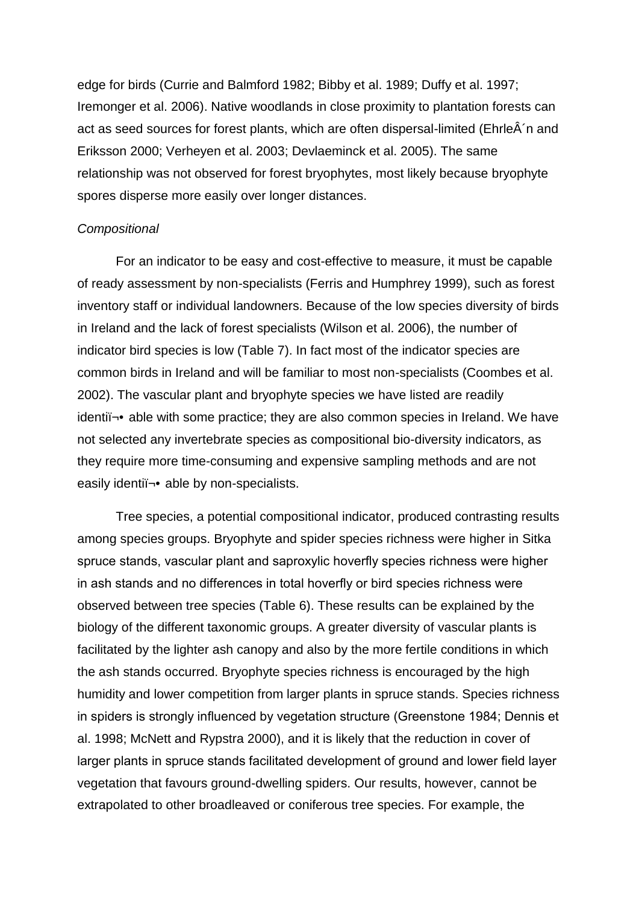edge for birds (Currie and Balmford 1982; Bibby et al. 1989; Duffy et al. 1997; Iremonger et al. 2006). Native woodlands in close proximity to plantation forests can act as seed sources for forest plants, which are often dispersal-limited (EhrleÂ´n and Eriksson 2000; Verheyen et al. 2003; Devlaeminck et al. 2005). The same relationship was not observed for forest bryophytes, most likely because bryophyte spores disperse more easily over longer distances.

*Compositional*

For an indicator to be easy and cost-effective to measure, it must be capable of ready assessment by non-specialists (Ferris and Humphrey 1999), such as forest inventory staff or individual landowners. Because of the low species diversity of birds in Ireland and the lack of forest specialists (Wilson et al. 2006), the number of indicator bird species is low (Table 7). In fact most of the indicator species are common birds in Ireland and will be familiar to most non-specialists (Coombes et al. 2002). The vascular plant and bryophyte species we have listed are readily identiï¬• able with some practice; they are also common species in Ireland. We have not selected any invertebrate species as compositional bio-diversity indicators, as they require more time-consuming and expensive sampling methods and are not easily identiï¬• able by non-specialists.

Tree species, a potential compositional indicator, produced contrasting results among species groups. Bryophyte and spider species richness were higher in Sitka spruce stands, vascular plant and saproxylic hoverfly species richness were higher in ash stands and no differences in total hoverfly or bird species richness were observed between tree species (Table 6). These results can be explained by the biology of the different taxonomic groups. A greater diversity of vascular plants is facilitated by the lighter ash canopy and also by the more fertile conditions in which the ash stands occurred. Bryophyte species richness is encouraged by the high humidity and lower competition from larger plants in spruce stands. Species richness in spiders is strongly influenced by vegetation structure (Greenstone 1984; Dennis et al. 1998; McNett and Rypstra 2000), and it is likely that the reduction in cover of larger plants in spruce stands facilitated development of ground and lower field layer vegetation that favours ground-dwelling spiders. Our results, however, cannot be extrapolated to other broadleaved or coniferous tree species. For example, the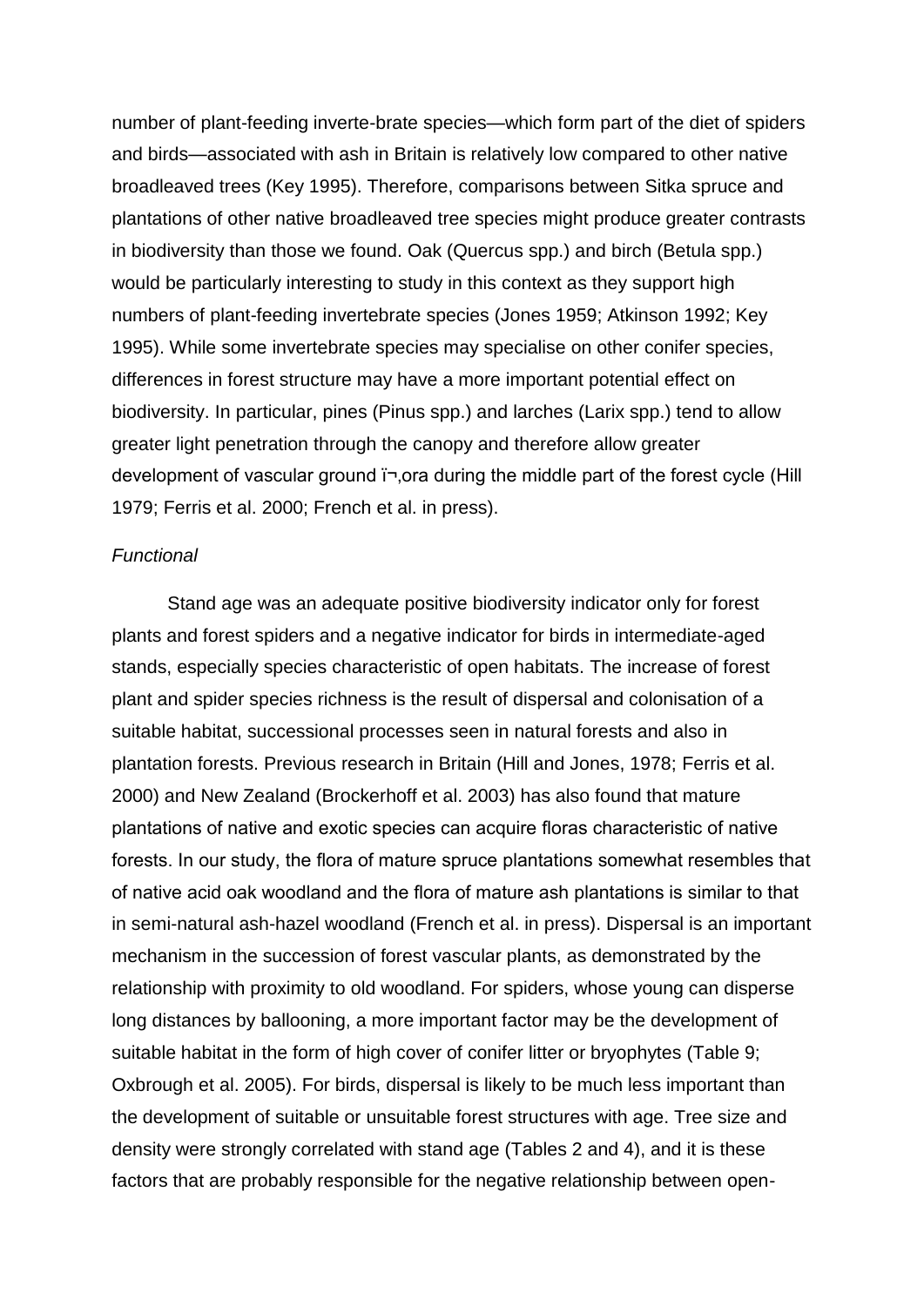number of plant-feeding inverte-brate species—which form part of the diet of spiders and birds—associated with ash in Britain is relatively low compared to other native broadleaved trees (Key 1995). Therefore, comparisons between Sitka spruce and plantations of other native broadleaved tree species might produce greater contrasts in biodiversity than those we found. Oak (Quercus spp.) and birch (Betula spp.) would be particularly interesting to study in this context as they support high numbers of plant-feeding invertebrate species (Jones 1959; Atkinson 1992; Key 1995). While some invertebrate species may specialise on other conifer species, differences in forest structure may have a more important potential effect on biodiversity. In particular, pines (Pinus spp.) and larches (Larix spp.) tend to allow greater light penetration through the canopy and therefore allow greater development of vascular ground ï¬‚ora during the middle part of the forest cycle (Hill 1979; Ferris et al. 2000; French et al. in press).

*Functional*

Stand age was an adequate positive biodiversity indicator only for forest plants and forest spiders and a negative indicator for birds in intermediate-aged stands, especially species characteristic of open habitats. The increase of forest plant and spider species richness is the result of dispersal and colonisation of a suitable habitat, successional processes seen in natural forests and also in plantation forests. Previous research in Britain (Hill and Jones, 1978; Ferris et al. 2000) and New Zealand (Brockerhoff et al. 2003) has also found that mature plantations of native and exotic species can acquire floras characteristic of native forests. In our study, the flora of mature spruce plantations somewhat resembles that of native acid oak woodland and the flora of mature ash plantations is similar to that in semi-natural ash-hazel woodland (French et al. in press). Dispersal is an important mechanism in the succession of forest vascular plants, as demonstrated by the relationship with proximity to old woodland. For spiders, whose young can disperse long distances by ballooning, a more important factor may be the development of suitable habitat in the form of high cover of conifer litter or bryophytes (Table 9; Oxbrough et al. 2005). For birds, dispersal is likely to be much less important than the development of suitable or unsuitable forest structures with age. Tree size and density were strongly correlated with stand age (Tables 2 and 4), and it is these factors that are probably responsible for the negative relationship between open-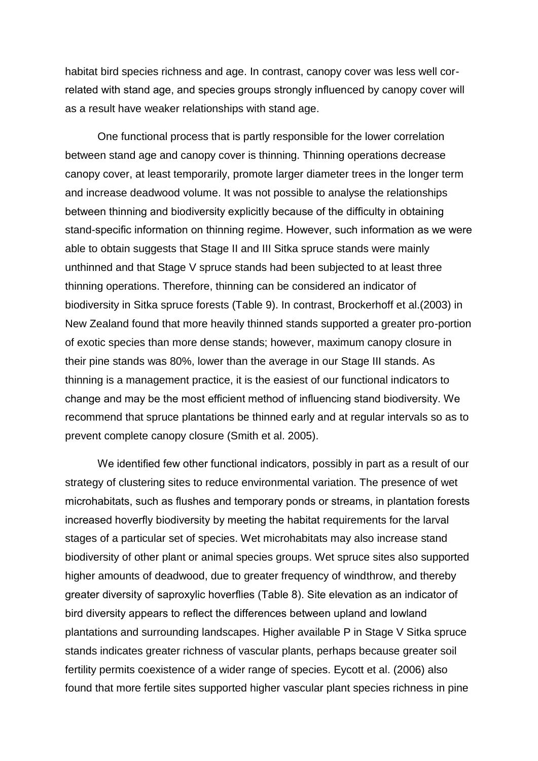habitat bird species richness and age. In contrast, canopy cover was less well correlated with stand age, and species groups strongly influenced by canopy cover will as a result have weaker relationships with stand age.

One functional process that is partly responsible for the lower correlation between stand age and canopy cover is thinning. Thinning operations decrease canopy cover, at least temporarily, promote larger diameter trees in the longer term and increase deadwood volume. It was not possible to analyse the relationships between thinning and biodiversity explicitly because of the difficulty in obtaining stand-specific information on thinning regime. However, such information as we were able to obtain suggests that Stage II and III Sitka spruce stands were mainly unthinned and that Stage V spruce stands had been subjected to at least three thinning operations. Therefore, thinning can be considered an indicator of biodiversity in Sitka spruce forests (Table 9). In contrast, Brockerhoff et al.(2003) in New Zealand found that more heavily thinned stands supported a greater proportion of exotic species than more dense stands; however, maximum canopy closure in their pine stands was 80%, lower than the average in our Stage III stands. As thinning is a management practice, it is the easiest of our functional indicators to change and may be the most efficient method of influencing stand biodiversity. We recommend that spruce plantations be thinned early and at regular intervals so as to prevent complete canopy closure (Smith et al. 2005).

We identified few other functional indicators, possibly in part as a result of our strategy of clustering sites to reduce environmental variation. The presence of wet microhabitats, such as flushes and temporary ponds or streams, in plantation forests increased hoverfly biodiversity by meeting the habitat requirements for the larval stages of a particular set of species. Wet microhabitats may also increase stand biodiversity of other plant or animal species groups. Wet spruce sites also supported higher amounts of deadwood, due to greater frequency of windthrow, and thereby greater diversity of saproxylic hoverflies (Table 8). Site elevation as an indicator of bird diversity appears to reflect the differences between upland and lowland plantations and surrounding landscapes. Higher available P in Stage V Sitka spruce stands indicates greater richness of vascular plants, perhaps because greater soil fertility permits coexistence of a wider range of species. Eycott et al. (2006) also found that more fertile sites supported higher vascular plant species richness in pine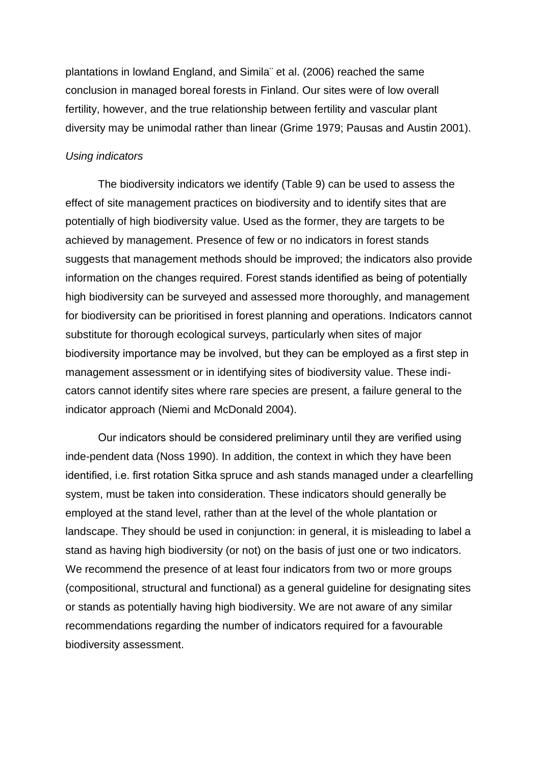plantations in lowland England, and Similä et al. (2006) reached the same conclusion in managed boreal forests in Finland. Our sites were of low overall fertility, however, and the true relationship between fertility and vascular plant diversity may be unimodal rather than linear (Grime 1979; Pausas and Austin 2001).

*Using indicators*

The biodiversity indicators we identify (Table 9) can be used to assess the effect of site management practices on biodiversity and to identify sites that are potentially of high biodiversity value. Used as the former, they are targets to be achieved by management. Presence of few or no indicators in forest stands suggests that management methods should be improved; the indicators also provide information on the changes required. Forest stands identified as being of potentially high biodiversity can be surveyed and assessed more thoroughly, and management for biodiversity can be prioritised in forest planning and operations. Indicators cannot substitute for thorough ecological surveys, particularly when sites of major biodiversity importance may be involved, but they can be employed as a first step in management assessment or in identifying sites of biodiversity value. These indicators cannot identify sites where rare species are present, a failure general to the indicator approach (Niemi and McDonald 2004).

Our indicators should be considered preliminary until they are verified using inde-pendent data (Noss 1990). In addition, the context in which they have been identified, i.e. first rotation Sitka spruce and ash stands managed under a clearfelling system, must be taken into consideration. These indicators should generally be employed at the stand level, rather than at the level of the whole plantation or landscape. They should be used in conjunction: in general, it is misleading to label a stand as having high biodiversity (or not) on the basis of just one or two indicators. We recommend the presence of at least four indicators from two or more groups (compositional, structural and functional) as a general guideline for designating sites or stands as potentially having high biodiversity. We are not aware of any similar recommendations regarding the number of indicators required for a favourable biodiversity assessment.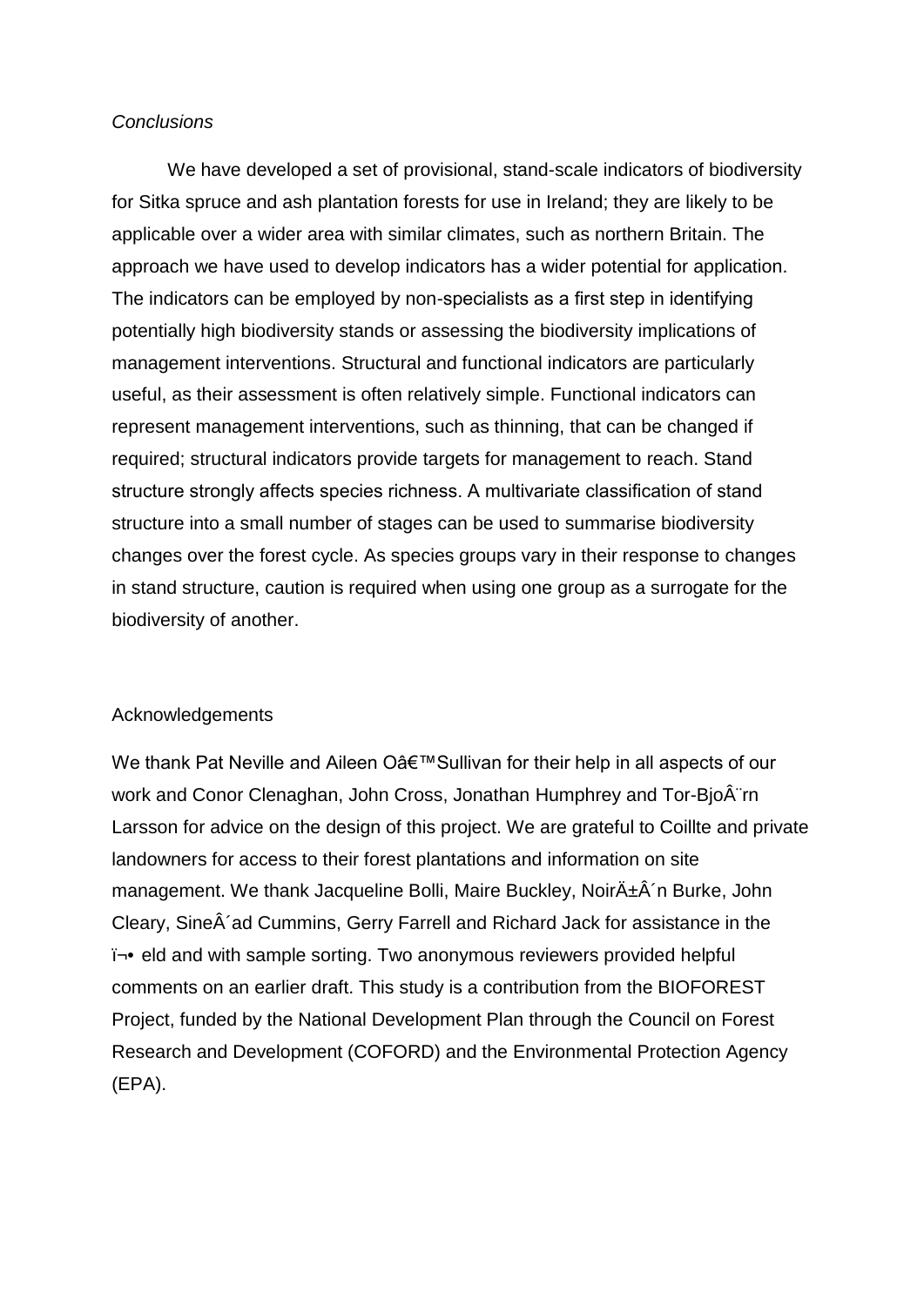*Conclusions*

We have developed a set of provisional, stand-scale indicators of biodiversity for Sitka spruce and ash plantation forests for use in Ireland; they are likely to be applicable over a wider area with similar climates, such as northern Britain. The approach we have used to develop indicators has a wider potential for application. The indicators can be employed by non-specialists as a first step in identifying potentially high biodiversity stands or assessing the biodiversity implications of management interventions. Structural and functional indicators are particularly useful, as their assessment is often relatively simple. Functional indicators can represent management interventions, such as thinning, that can be changed if required; structural indicators provide targets for management to reach. Stand structure strongly affects species richness. A multivariate classification of stand structure into a small number of stages can be used to summarise biodiversity changes over the forest cycle. As species groups vary in their response to changes in stand structure, caution is required when using one group as a surrogate for the biodiversity of another.

Acknowledgements

We thank Pat Neville and Aileen Oâ€™Sullivan for their help in all aspects of our work and Conor Clenaghan, John Cross, Jonathan Humphrey and Tor-BjoÂ¨rn Larsson for advice on the design of this project. We are grateful to Coillte and private landowners for access to their forest plantations and information on site management. We thank Jacqueline Bolli, Maire Buckley, NoirÄ±Â´n Burke, John Cleary, SineÂ´ad Cummins, Gerry Farrell and Richard Jack for assistance in the ï¬• eld and with sample sorting. Two anonymous reviewers provided helpful comments on an earlier draft. This study is a contribution from the BIOFOREST Project, funded by the National Development Plan through the Council on Forest Research and Development (COFORD) and the Environmental Protection Agency (EPA).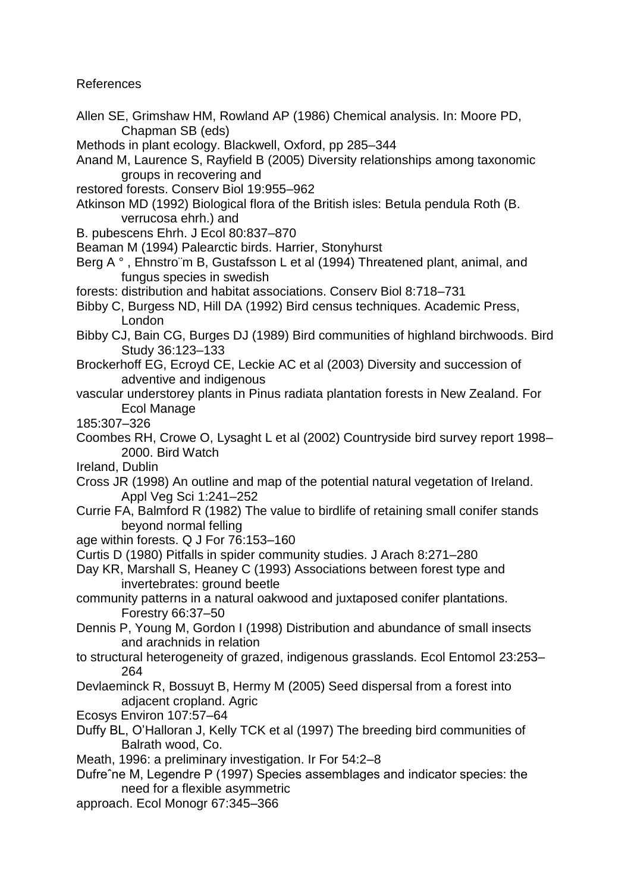References

Allen SE, Grimshaw HM, Rowland AP (1986) Chemical analysis. In: Moore PD, Chapman SB (eds) Methods in plant ecology. Blackwell, Oxford, pp 285–344

Anand M, Laurence S, Rayfield B (2005) Diversity relationships among taxonomic groups in recovering and restored forests. Conserv Biol 19:955–962

Atkinson MD (1992) Biological flora of the British isles: Betula pendula Roth (B. verrucosa ehrh.) and B. pubescens Ehrh. J Ecol 80:837–870

Beaman M (1994) Palearctic birds. Harrier, Stonyhurst

Berg A ° , Ehnstro¨m B, Gustafsson L et al (1994) Threatened plant, animal, and fungus species in swedish forests: distribution and habitat associations. Conserv Biol 8:718–731

Bibby C, Burgess ND, Hill DA (1992) Bird census techniques. Academic Press, London

Bibby CJ, Bain CG, Burges DJ (1989) Bird communities of highland birchwoods. Bird Study 36:123–133

Brockerhoff EG, Ecroyd CE, Leckie AC et al (2003) Diversity and succession of adventive and indigenous vascular understorey plants in Pinus radiata plantation forests in New Zealand. For Ecol Manage 185:307–326

Coombes RH, Crowe O, Lysaght L et al (2002) Countryside bird survey report 1998–2000. Bird Watch Ireland, Dublin

Cross JR (1998) An outline and map of the potential natural vegetation of Ireland. Appl Veg Sci 1:241–252

Currie FA, Balmford R (1982) The value to birdlife of retaining small conifer stands beyond normal felling age within forests. Q J For 76:153–160

Curtis D (1980) Pitfalls in spider community studies. J Arach 8:271–280

Day KR, Marshall S, Heaney C (1993) Associations between forest type and invertebrates: ground beetle community patterns in a natural oakwood and juxtaposed conifer plantations. Forestry 66:37–50

Dennis P, Young M, Gordon I (1998) Distribution and abundance of small insects and arachnids in relation to structural heterogeneity of grazed, indigenous grasslands. Ecol Entomol 23:253–264

Devlaeminck R, Bossuyt B, Hermy M (2005) Seed dispersal from a forest into adjacent cropland. Agric Ecosys Environ 107:57–64

Duffy BL, O'Halloran J, Kelly TCK et al (1997) The breeding bird communities of Balrath wood, Co. Meath, 1996: a preliminary investigation. Ir For 54:2–8

Dufreˆne M, Legendre P (1997) Species assemblages and indicator species: the need for a flexible asymmetric approach. Ecol Monogr 67:345–366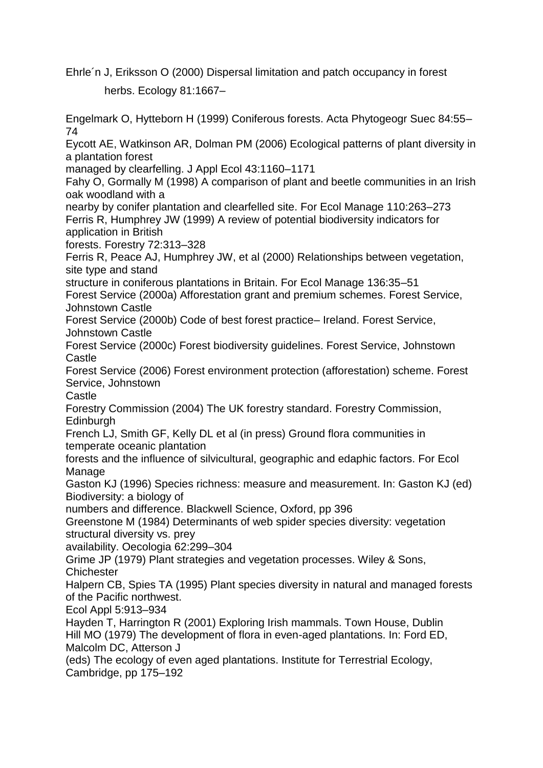Ehrle´n J, Eriksson O (2000) Dispersal limitation and patch occupancy in forest herbs. Ecology 81:1667–

Engelmark O, Hytteborn H (1999) Coniferous forests. Acta Phytogeogr Suec 84:55–74

Eycott AE, Watkinson AR, Dolman PM (2006) Ecological patterns of plant diversity in a plantation forest managed by clearfelling. J Appl Ecol 43:1160–1171

Fahy O, Gormally M (1998) A comparison of plant and beetle communities in an Irish oak woodland with a nearby by conifer plantation and clearfelled site. For Ecol Manage 110:263–273

Ferris R, Humphrey JW (1999) A review of potential biodiversity indicators for application in British forests. Forestry 72:313–328

Ferris R, Peace AJ, Humphrey JW, et al (2000) Relationships between vegetation, site type and stand structure in coniferous plantations in Britain. For Ecol Manage 136:35–51

Forest Service (2000a) Afforestation grant and premium schemes. Forest Service, Johnstown Castle

Forest Service (2000b) Code of best forest practice– Ireland. Forest Service, Johnstown Castle

Forest Service (2000c) Forest biodiversity guidelines. Forest Service, Johnstown Castle

Forest Service (2006) Forest environment protection (afforestation) scheme. Forest Service, Johnstown Castle

Forestry Commission (2004) The UK forestry standard. Forestry Commission, Edinburgh

French LJ, Smith GF, Kelly DL et al (in press) Ground flora communities in temperate oceanic plantation forests and the influence of silvicultural, geographic and edaphic factors. For Ecol Manage

Gaston KJ (1996) Species richness: measure and measurement. In: Gaston KJ (ed) Biodiversity: a biology of numbers and difference. Blackwell Science, Oxford, pp 396

Greenstone M (1984) Determinants of web spider species diversity: vegetation structural diversity vs. prey availability. Oecologia 62:299–304

Grime JP (1979) Plant strategies and vegetation processes. Wiley & Sons, Chichester

Halpern CB, Spies TA (1995) Plant species diversity in natural and managed forests of the Pacific northwest. Ecol Appl 5:913–934

Hayden T, Harrington R (2001) Exploring Irish mammals. Town House, Dublin

Hill MO (1979) The development of flora in even-aged plantations. In: Ford ED, Malcolm DC, Atterson J (eds) The ecology of even aged plantations. Institute for Terrestrial Ecology, Cambridge, pp 175–192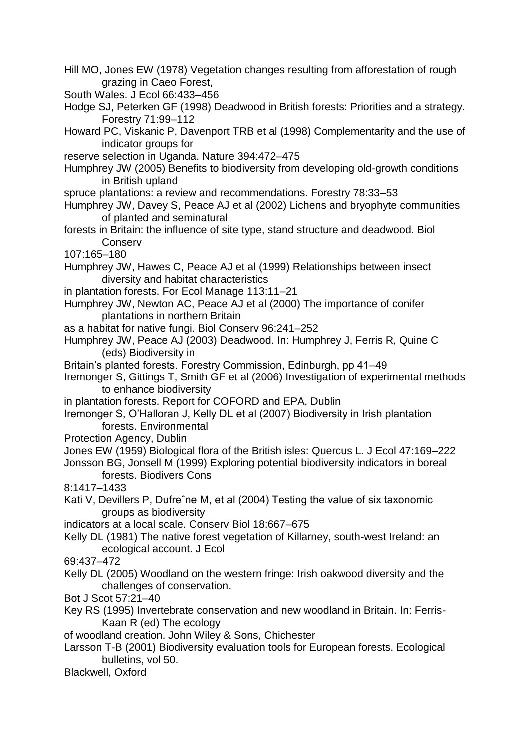Hill MO, Jones EW (1978) Vegetation changes resulting from afforestation of rough grazing in Caeo Forest,
South Wales. J Ecol 66:433–456

Hodge SJ, Peterken GF (1998) Deadwood in British forests: Priorities and a strategy. Forestry 71:99–112

Howard PC, Viskanic P, Davenport TRB et al (1998) Complementarity and the use of indicator groups for
reserve selection in Uganda. Nature 394:472–475

Humphrey JW (2005) Benefits to biodiversity from developing old-growth conditions in British upland
spruce plantations: a review and recommendations. Forestry 78:33–53

Humphrey JW, Davey S, Peace AJ et al (2002) Lichens and bryophyte communities of planted and seminatural
forests in Britain: the influence of site type, stand structure and deadwood. Biol Conserv
107:165–180

Humphrey JW, Hawes C, Peace AJ et al (1999) Relationships between insect diversity and habitat characteristics
in plantation forests. For Ecol Manage 113:11–21

Humphrey JW, Newton AC, Peace AJ et al (2000) The importance of conifer plantations in northern Britain
as a habitat for native fungi. Biol Conserv 96:241–252

Humphrey JW, Peace AJ (2003) Deadwood. In: Humphrey J, Ferris R, Quine C (eds) Biodiversity in
Britain's planted forests. Forestry Commission, Edinburgh, pp 41–49

Iremonger S, Gittings T, Smith GF et al (2006) Investigation of experimental methods to enhance biodiversity
in plantation forests. Report for COFORD and EPA, Dublin

Iremonger S, O'Halloran J, Kelly DL et al (2007) Biodiversity in Irish plantation forests. Environmental
Protection Agency, Dublin

Jones EW (1959) Biological flora of the British isles: Quercus L. J Ecol 47:169–222

Jonsson BG, Jonsell M (1999) Exploring potential biodiversity indicators in boreal forests. Biodivers Cons
8:1417–1433

Kati V, Devillers P, Dufreˆne M, et al (2004) Testing the value of six taxonomic groups as biodiversity
indicators at a local scale. Conserv Biol 18:667–675

Kelly DL (1981) The native forest vegetation of Killarney, south-west Ireland: an ecological account. J Ecol
69:437–472

Kelly DL (2005) Woodland on the western fringe: Irish oakwood diversity and the challenges of conservation.
Bot J Scot 57:21–40

Key RS (1995) Invertebrate conservation and new woodland in Britain. In: Ferris-Kaan R (ed) The ecology
of woodland creation. John Wiley & Sons, Chichester

Larsson T-B (2001) Biodiversity evaluation tools for European forests. Ecological bulletins, vol 50.
Blackwell, Oxford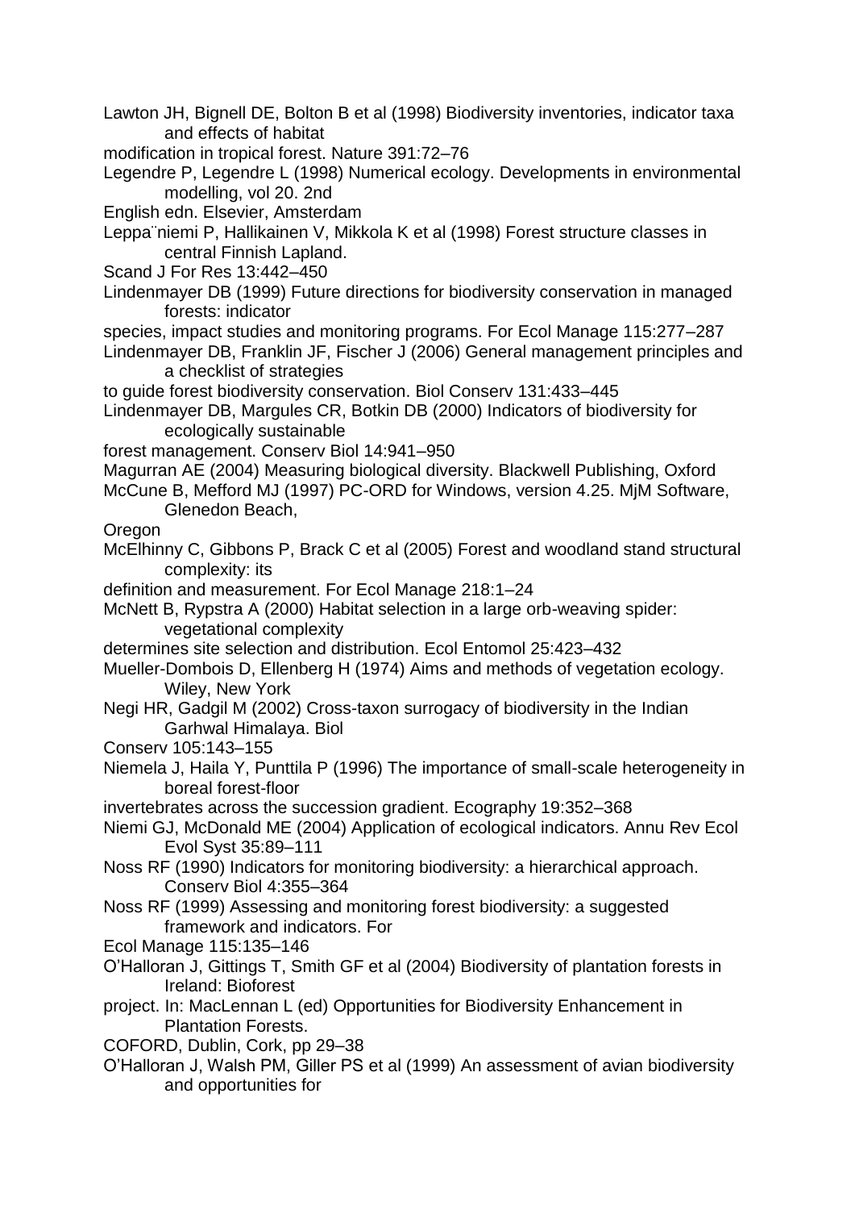Lawton JH, Bignell DE, Bolton B et al (1998) Biodiversity inventories, indicator taxa and effects of habitat modification in tropical forest. Nature 391:72–76

Legendre P, Legendre L (1998) Numerical ecology. Developments in environmental modelling, vol 20. 2nd English edn. Elsevier, Amsterdam

Leppa¨niemi P, Hallikainen V, Mikkola K et al (1998) Forest structure classes in central Finnish Lapland. Scand J For Res 13:442–450

Lindenmayer DB (1999) Future directions for biodiversity conservation in managed forests: indicator species, impact studies and monitoring programs. For Ecol Manage 115:277–287

Lindenmayer DB, Franklin JF, Fischer J (2006) General management principles and a checklist of strategies to guide forest biodiversity conservation. Biol Conserv 131:433–445

Lindenmayer DB, Margules CR, Botkin DB (2000) Indicators of biodiversity for ecologically sustainable forest management. Conserv Biol 14:941–950

Magurran AE (2004) Measuring biological diversity. Blackwell Publishing, Oxford

McCune B, Mefford MJ (1997) PC-ORD for Windows, version 4.25. MjM Software, Glenedon Beach, Oregon

McElhinny C, Gibbons P, Brack C et al (2005) Forest and woodland stand structural complexity: its definition and measurement. For Ecol Manage 218:1–24

McNett B, Rypstra A (2000) Habitat selection in a large orb-weaving spider: vegetational complexity determines site selection and distribution. Ecol Entomol 25:423–432

Mueller-Dombois D, Ellenberg H (1974) Aims and methods of vegetation ecology. Wiley, New York

Negi HR, Gadgil M (2002) Cross-taxon surrogacy of biodiversity in the Indian Garhwal Himalaya. Biol Conserv 105:143–155

Niemela J, Haila Y, Punttila P (1996) The importance of small-scale heterogeneity in boreal forest-floor invertebrates across the succession gradient. Ecography 19:352–368

Niemi GJ, McDonald ME (2004) Application of ecological indicators. Annu Rev Ecol Evol Syst 35:89–111

Noss RF (1990) Indicators for monitoring biodiversity: a hierarchical approach. Conserv Biol 4:355–364

Noss RF (1999) Assessing and monitoring forest biodiversity: a suggested framework and indicators. For Ecol Manage 115:135–146

O'Halloran J, Gittings T, Smith GF et al (2004) Biodiversity of plantation forests in Ireland: Bioforest project. In: MacLennan L (ed) Opportunities for Biodiversity Enhancement in Plantation Forests. COFORD, Dublin, Cork, pp 29–38

O'Halloran J, Walsh PM, Giller PS et al (1999) An assessment of avian biodiversity and opportunities for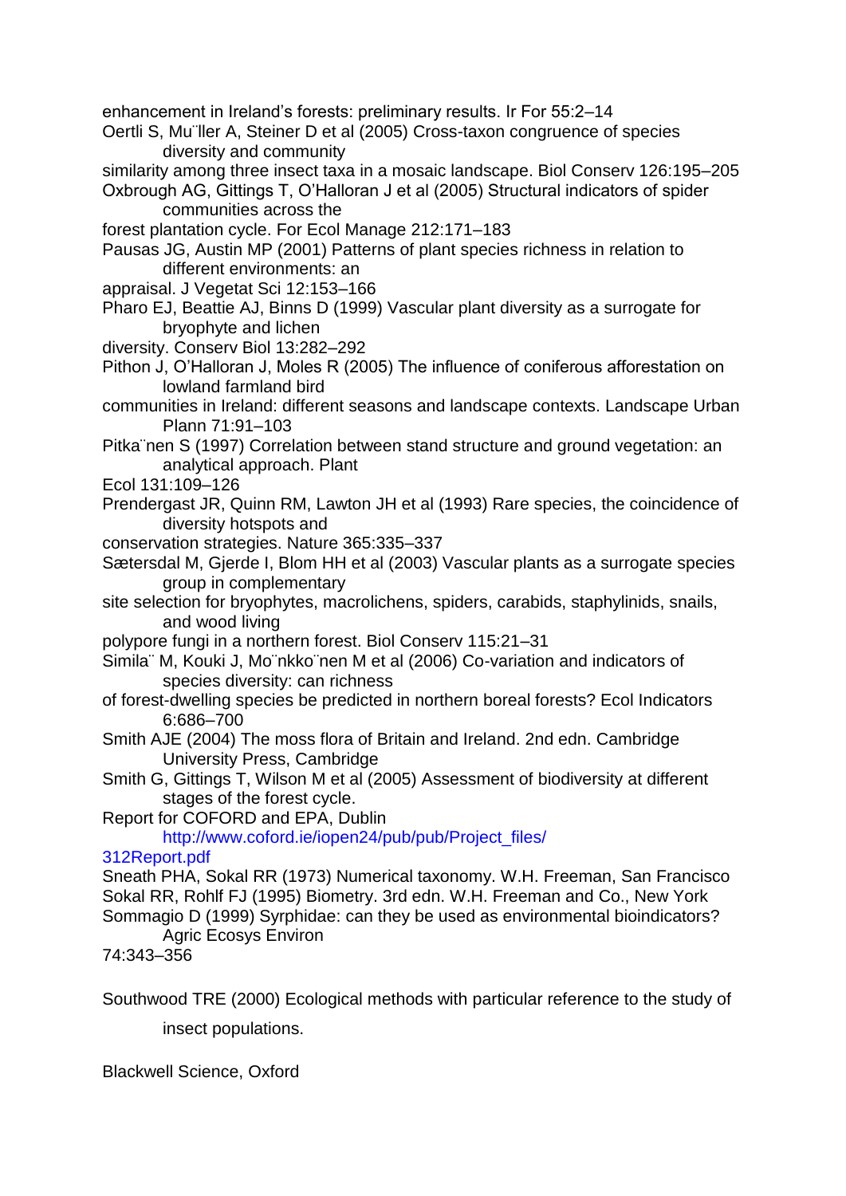enhancement in Ireland's forests: preliminary results. Ir For 55:2–14

Oertli S, Mu¨ller A, Steiner D et al (2005) Cross-taxon congruence of species diversity and community similarity among three insect taxa in a mosaic landscape. Biol Conserv 126:195–205

Oxbrough AG, Gittings T, O'Halloran J et al (2005) Structural indicators of spider communities across the forest plantation cycle. For Ecol Manage 212:171–183

Pausas JG, Austin MP (2001) Patterns of plant species richness in relation to different environments: an appraisal. J Vegetat Sci 12:153–166

Pharo EJ, Beattie AJ, Binns D (1999) Vascular plant diversity as a surrogate for bryophyte and lichen diversity. Conserv Biol 13:282–292

Pithon J, O'Halloran J, Moles R (2005) The influence of coniferous afforestation on lowland farmland bird communities in Ireland: different seasons and landscape contexts. Landscape Urban Plann 71:91–103

Pitka¨nen S (1997) Correlation between stand structure and ground vegetation: an analytical approach. Plant Ecol 131:109–126

Prendergast JR, Quinn RM, Lawton JH et al (1993) Rare species, the coincidence of diversity hotspots and conservation strategies. Nature 365:335–337

Sætersdal M, Gjerde I, Blom HH et al (2003) Vascular plants as a surrogate species group in complementary site selection for bryophytes, macrolichens, spiders, carabids, staphylinids, snails, and wood living polypore fungi in a northern forest. Biol Conserv 115:21–31

Simila¨ M, Kouki J, Mo¨nkko¨nen M et al (2006) Co-variation and indicators of species diversity: can richness of forest-dwelling species be predicted in northern boreal forests? Ecol Indicators 6:686–700

Smith AJE (2004) The moss flora of Britain and Ireland. 2nd edn. Cambridge University Press, Cambridge

Smith G, Gittings T, Wilson M et al (2005) Assessment of biodiversity at different stages of the forest cycle. Report for COFORD and EPA, Dublin http://www.coford.ie/iopen24/pub/pub/Project_files/312Report.pdf

Sneath PHA, Sokal RR (1973) Numerical taxonomy. W.H. Freeman, San Francisco

Sokal RR, Rohlf FJ (1995) Biometry. 3rd edn. W.H. Freeman and Co., New York

Sommagio D (1999) Syrphidae: can they be used as environmental bioindicators? Agric Ecosys Environ 74:343–356

Southwood TRE (2000) Ecological methods with particular reference to the study of insect populations. Blackwell Science, Oxford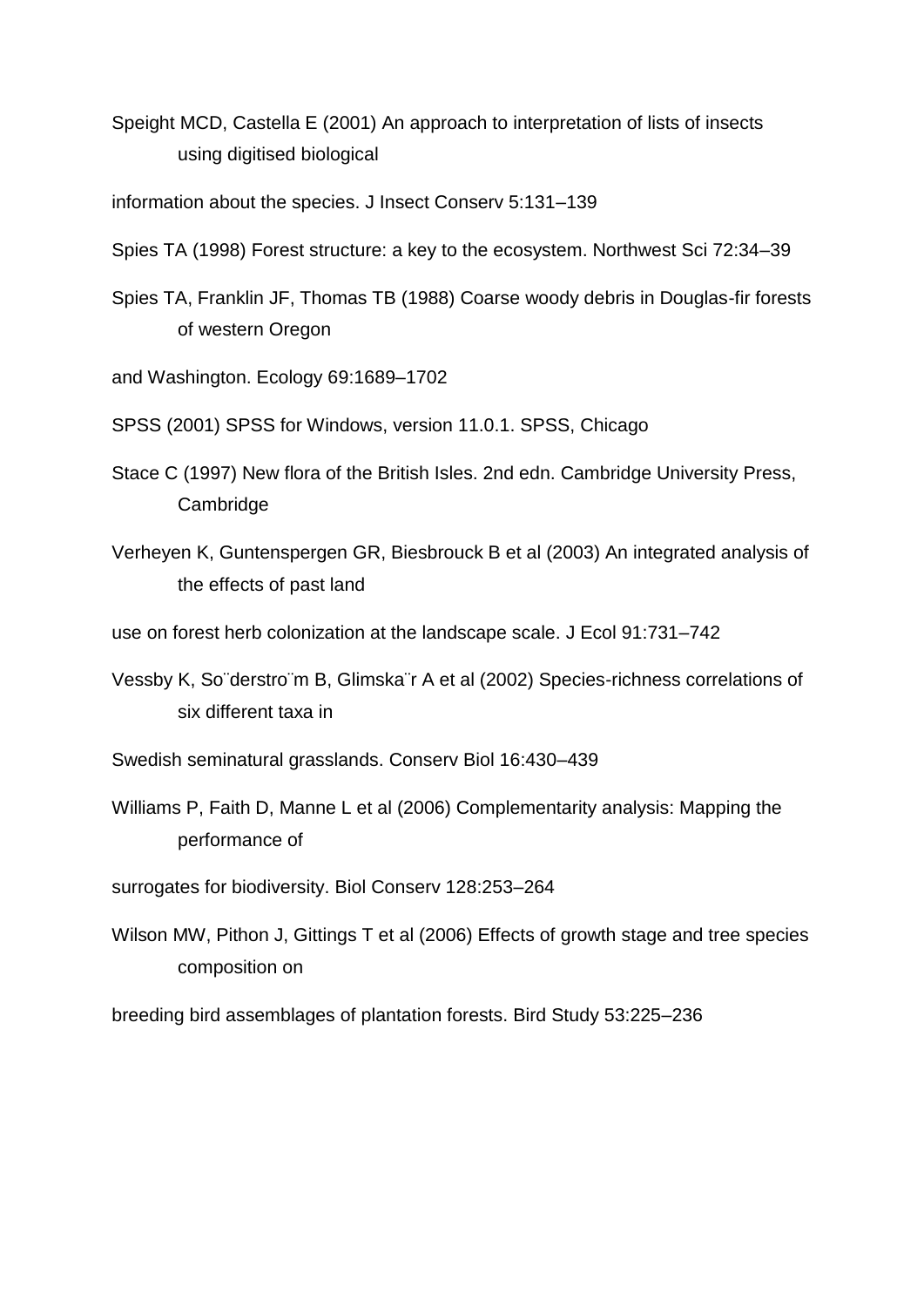Speight MCD, Castella E (2001) An approach to interpretation of lists of insects using digitised biological information about the species. J Insect Conserv 5:131–139

Spies TA (1998) Forest structure: a key to the ecosystem. Northwest Sci 72:34–39

Spies TA, Franklin JF, Thomas TB (1988) Coarse woody debris in Douglas-fir forests of western Oregon and Washington. Ecology 69:1689–1702

SPSS (2001) SPSS for Windows, version 11.0.1. SPSS, Chicago

Stace C (1997) New flora of the British Isles. 2nd edn. Cambridge University Press, Cambridge

Verheyen K, Guntenspergen GR, Biesbrouck B et al (2003) An integrated analysis of the effects of past land use on forest herb colonization at the landscape scale. J Ecol 91:731–742

Vessby K, Söderström B, Glimskär A et al (2002) Species-richness correlations of six different taxa in Swedish seminatural grasslands. Conserv Biol 16:430–439

Williams P, Faith D, Manne L et al (2006) Complementarity analysis: Mapping the performance of surrogates for biodiversity. Biol Conserv 128:253–264

Wilson MW, Pithon J, Gittings T et al (2006) Effects of growth stage and tree species composition on breeding bird assemblages of plantation forests. Bird Study 53:225–236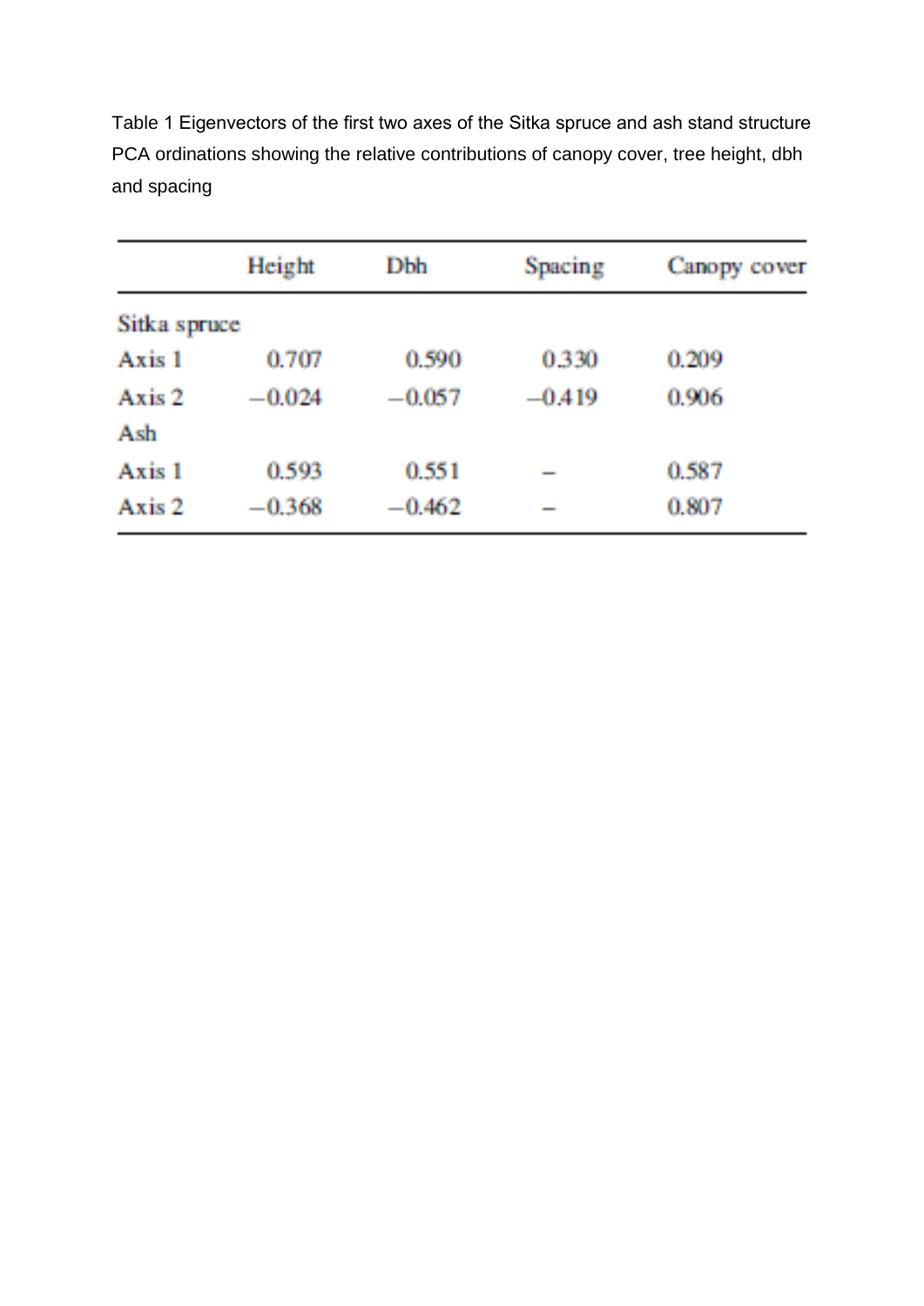Table 1 Eigenvectors of the first two axes of the Sitka spruce and ash stand structure PCA ordinations showing the relative contributions of canopy cover, tree height, dbh and spacing

| | Height | Dbh | Spacing | Canopy cover |
|---|---|---|---|---|
| Sitka spruce | | | | |
| Axis 1 | 0.707 | 0.590 | 0.330 | 0.209 |
| Axis 2 | −0.024 | −0.057 | −0.419 | 0.906 |
| Ash | | | | |
| Axis 1 | 0.593 | 0.551 | – | 0.587 |
| Axis 2 | −0.368 | −0.462 | – | 0.807 |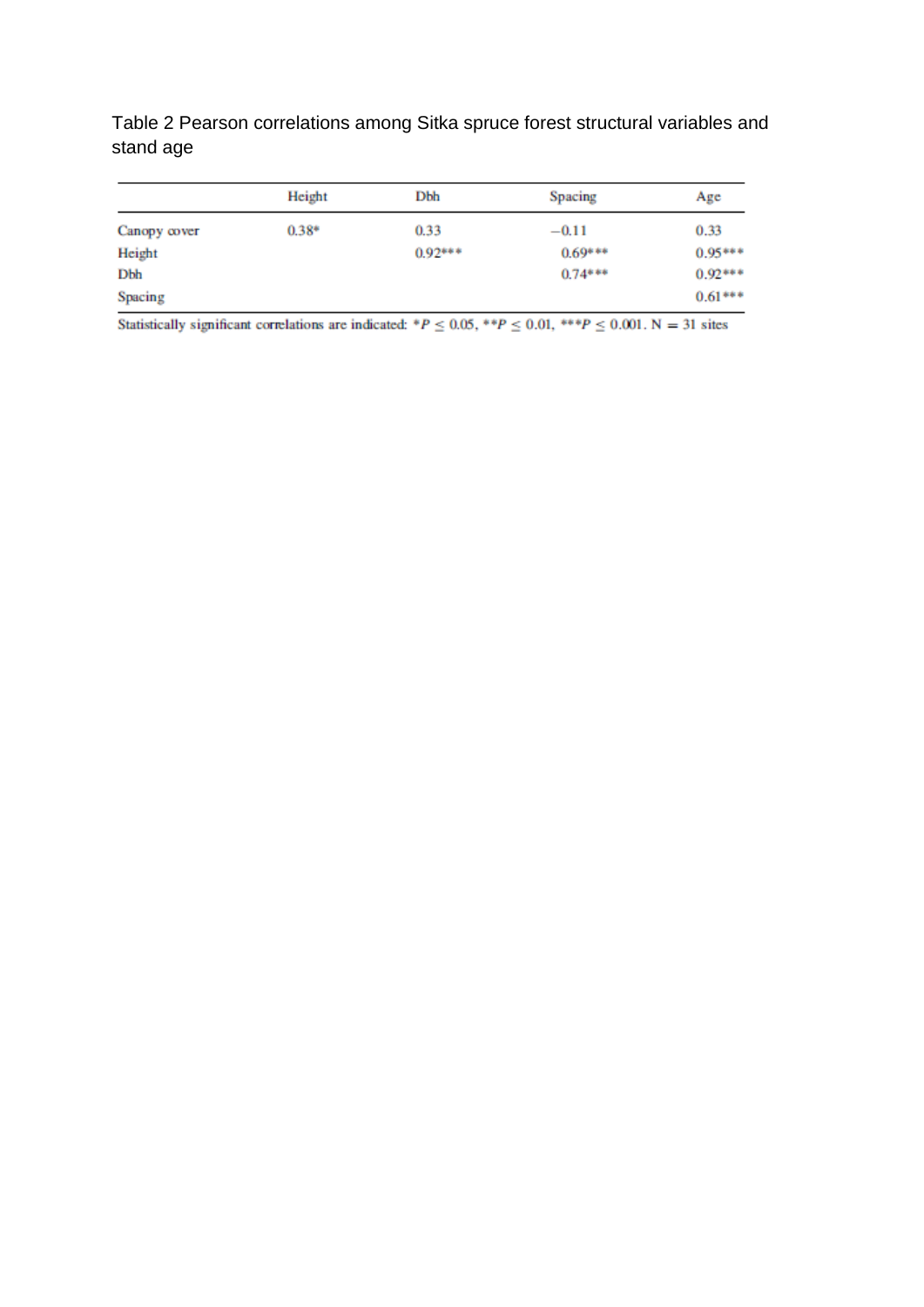Table 2 Pearson correlations among Sitka spruce forest structural variables and stand age

| | Height | Dbh | Spacing | Age |
|---|---|---|---|---|
| Canopy cover | 0.38* | 0.33 | −0.11 | 0.33 |
| Height | | 0.92*** | 0.69*** | 0.95*** |
| Dbh | | | 0.74*** | 0.92*** |
| Spacing | | | | 0.61*** |

Statistically significant correlations are indicated: $*P \leq 0.05$, $**P \leq 0.01$, $***P \leq 0.001$. N = 31 sites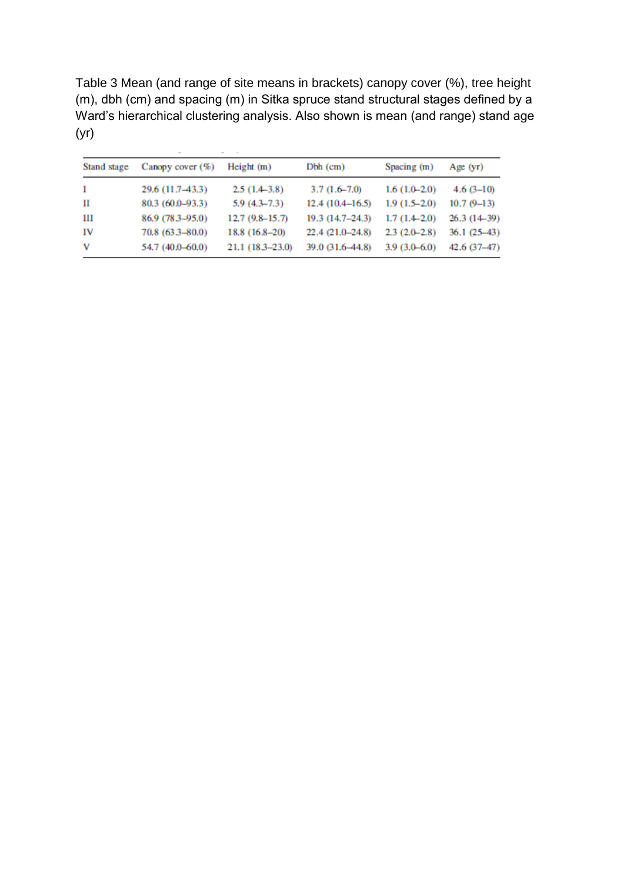Table 3 Mean (and range of site means in brackets) canopy cover (%), tree height (m), dbh (cm) and spacing (m) in Sitka spruce stand structural stages defined by a Ward's hierarchical clustering analysis. Also shown is mean (and range) stand age (yr)

| Stand stage | Canopy cover (%) | Height (m) | Dbh (cm) | Spacing (m) | Age (yr) |
|---|---|---|---|---|---|
| I | 29.6 (11.7–43.3) | 2.5 (1.4–3.8) | 3.7 (1.6–7.0) | 1.6 (1.0–2.0) | 4.6 (3–10) |
| II | 80.3 (60.0–93.3) | 5.9 (4.3–7.3) | 12.4 (10.4–16.5) | 1.9 (1.5–2.0) | 10.7 (9–13) |
| III | 86.9 (78.3–95.0) | 12.7 (9.8–15.7) | 19.3 (14.7–24.3) | 1.7 (1.4–2.0) | 26.3 (14–39) |
| IV | 70.8 (63.3–80.0) | 18.8 (16.8–20) | 22.4 (21.0–24.8) | 2.3 (2.0–2.8) | 36.1 (25–43) |
| V | 54.7 (40.0–60.0) | 21.1 (18.3–23.0) | 39.0 (31.6–44.8) | 3.9 (3.0–6.0) | 42.6 (37–47) |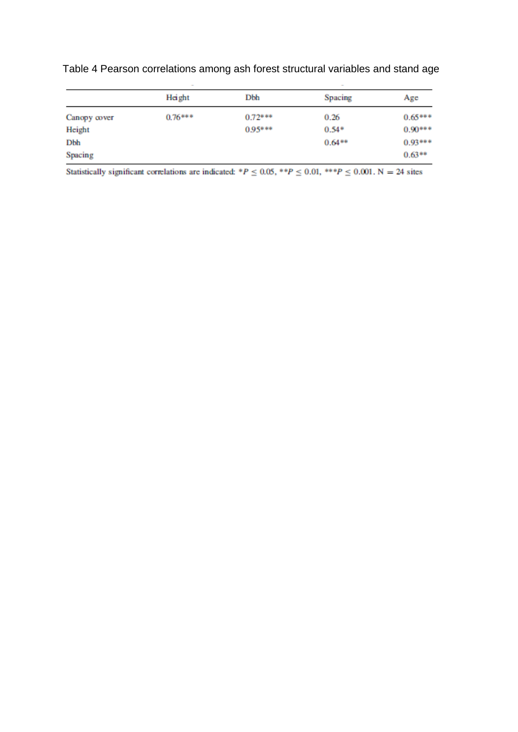Table 4 Pearson correlations among ash forest structural variables and stand age

| | Height | Dbh | Spacing | Age |
|---|---|---|---|---|
| Canopy cover | 0.76*** | 0.72*** | 0.26 | 0.65*** |
| Height | | 0.95*** | 0.54* | 0.90*** |
| Dbh | | | 0.64** | 0.93*** |
| Spacing | | | | 0.63** |

Statistically significant correlations are indicated: *$P \leq 0.05$, **$P \leq 0.01$, ***$P \leq 0.001$. $N = 24$ sites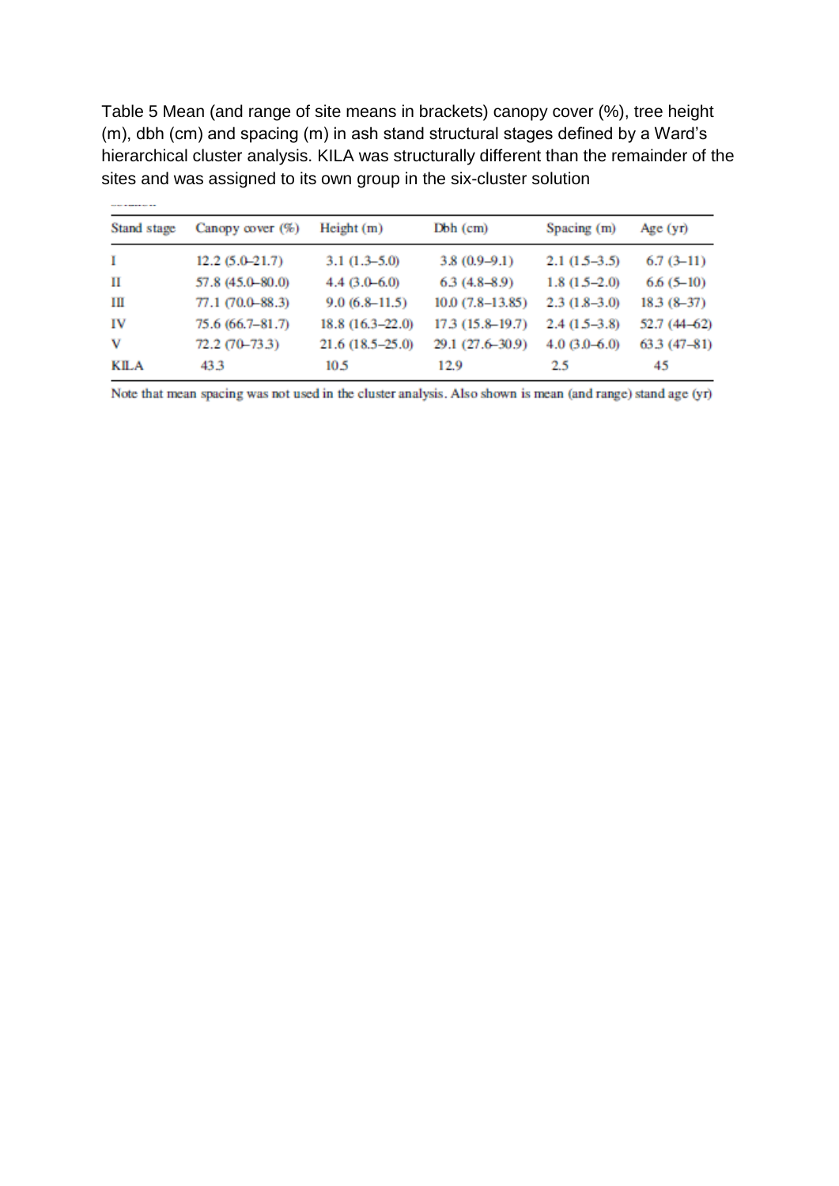Table 5 Mean (and range of site means in brackets) canopy cover (%), tree height (m), dbh (cm) and spacing (m) in ash stand structural stages defined by a Ward's hierarchical cluster analysis. KILA was structurally different than the remainder of the sites and was assigned to its own group in the six-cluster solution

| Stand stage | Canopy cover (%) | Height (m) | Dbh (cm) | Spacing (m) | Age (yr) |
|---|---|---|---|---|---|
| I | 12.2 (5.0–21.7) | 3.1 (1.3–5.0) | 3.8 (0.9–9.1) | 2.1 (1.5–3.5) | 6.7 (3–11) |
| II | 57.8 (45.0–80.0) | 4.4 (3.0–6.0) | 6.3 (4.8–8.9) | 1.8 (1.5–2.0) | 6.6 (5–10) |
| III | 77.1 (70.0–88.3) | 9.0 (6.8–11.5) | 10.0 (7.8–13.85) | 2.3 (1.8–3.0) | 18.3 (8–37) |
| IV | 75.6 (66.7–81.7) | 18.8 (16.3–22.0) | 17.3 (15.8–19.7) | 2.4 (1.5–3.8) | 52.7 (44–62) |
| V | 72.2 (70–73.3) | 21.6 (18.5–25.0) | 29.1 (27.6–30.9) | 4.0 (3.0–6.0) | 63.3 (47–81) |
| KILA | 43.3 | 10.5 | 12.9 | 2.5 | 45 |

Note that mean spacing was not used in the cluster analysis. Also shown is mean (and range) stand age (yr)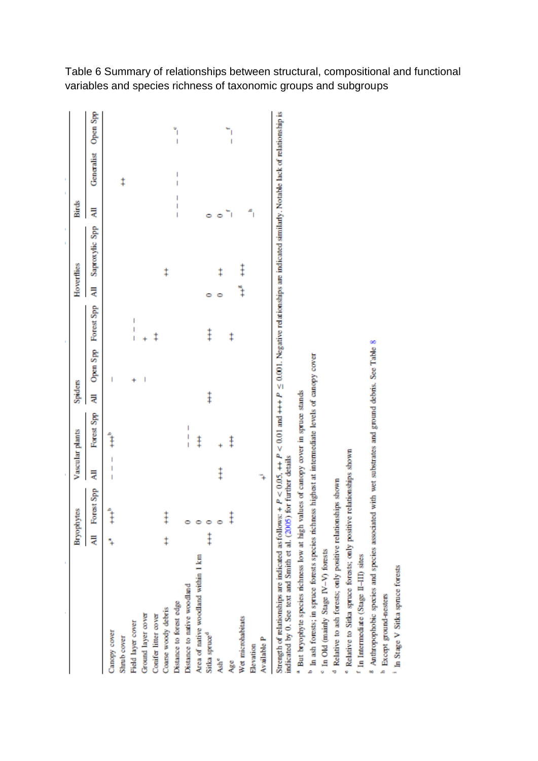Table 6 Summary of relationships between structural, compositional and functional variables and species richness of taxonomic groups and subgroups

| | Bryophytes | | Vascular plants | | Spiders | | | Hoverflies | | Birds | | |
|---|---|---|---|---|---|---|---|---|---|---|---|---|
| | All | Forest Spp | All | Forest Spp | All | Open Spp | Forest Spp | All | Saproxylic Spp | All | Generalist | Open Spp |
| Canopy cover | +[a] | +++[b] | – – – | +++[b] | | – | | | | | | |
| Shrub cover | | | | | | | | | | | ++ | |
| Field layer cover | | | | | | + | – – – | | | | | |
| Ground layer cover | | | | | | – | + | | | | | |
| Conifer litter cover | | | | | | | ++ | | | | | |
| Coarse woody debris | ++ | +++ | | | | | | | ++ | | | |
| Distance to forest edge | | | | | | | | | | – – – | – – – | – –[c] |
| Distance to native woodland | | 0 | | – – – | | | | | | | | |
| Area of native woodland within 1 km | | 0 | | ++ | | | | | | | | |
| Sitka spruce[d] | +++ | 0 | | | +++ | | +++ | 0 | | 0 | | |
| Ash[e] | | 0 | +++ | + | | | | 0 | ++ | 0 | | |
| Age | | +++ | | +++ | | | ++ | | | –[f] | | – –[f] |
| Wet microhabitats | | | | | | | | ++[g] | +++ | | | |
| Elevation | | | | | | | | | | –[h] | | |
| Available P | | | +[i] | | | | | | | | | |

Strength of relationships are indicated as follows: + $P < 0.05$, ++ $P < 0.01$ and +++ $P \leq 0.001$. Negative relationships are indicated similarly. Notable lack of relationship is indicated by 0. See text and Smith et al. (2005) for further details

[a] But bryophyte species richness low at high values of canopy cover in spruce stands

[b] In ash forests; in spruce forests species richness highest at intermediate levels of canopy cover

[c] In Old (mainly Stage IV–V) forests

[d] Relative to ash forests; only positive relationships shown

[e] Relative to Sitka spruce forests; only positive relationships shown

[f] In Intermediate (Stage II–III) sites

[g] Anthropophobic species and species associated with wet substrates and ground debris. See Table 8

[h] Except ground-nesters

[i] In Stage V Sitka spruce forests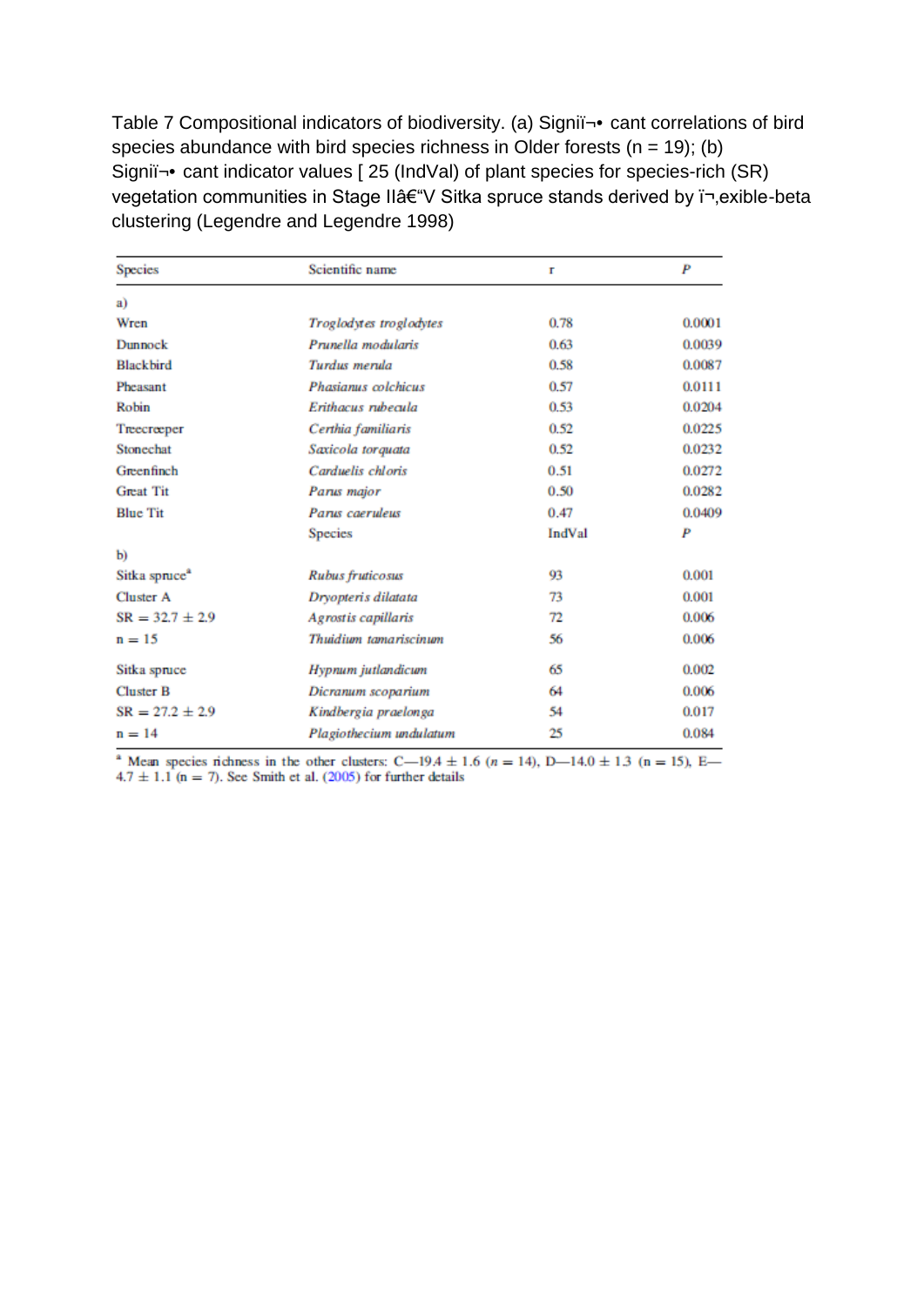Table 7 Compositional indicators of biodiversity. (a) Signiï¬• cant correlations of bird species abundance with bird species richness in Older forests (n = 19); (b) Signiï¬• cant indicator values [ 25 (IndVal) of plant species for species-rich (SR) vegetation communities in Stage IIâ€"V Sitka spruce stands derived by ï¬‚exible-beta clustering (Legendre and Legendre 1998)

| Species | Scientific name | r | *P* |
|---|---|---|---|
| a) | | | |
| Wren | *Troglodytes troglodytes* | 0.78 | 0.0001 |
| Dunnock | *Prunella modularis* | 0.63 | 0.0039 |
| Blackbird | *Turdus merula* | 0.58 | 0.0087 |
| Pheasant | *Phasianus colchicus* | 0.57 | 0.0111 |
| Robin | *Erithacus rubecula* | 0.53 | 0.0204 |
| Treecreeper | *Certhia familiaris* | 0.52 | 0.0225 |
| Stonechat | *Saxicola torquata* | 0.52 | 0.0232 |
| Greenfinch | *Carduelis chloris* | 0.51 | 0.0272 |
| Great Tit | *Parus major* | 0.50 | 0.0282 |
| Blue Tit | *Parus caeruleus* | 0.47 | 0.0409 |
| | Species | IndVal | *P* |
| b) | | | |
| Sitka spruce[a] | *Rubus fruticosus* | 93 | 0.001 |
| Cluster A | *Dryopteris dilatata* | 73 | 0.001 |
| SR = 32.7 ± 2.9 | *Agrostis capillaris* | 72 | 0.006 |
| n = 15 | *Thuidium tamariscinum* | 56 | 0.006 |
| Sitka spruce | *Hypnum jutlandicum* | 65 | 0.002 |
| Cluster B | *Dicranum scoparium* | 64 | 0.006 |
| SR = 27.2 ± 2.9 | *Kindbergia praelonga* | 54 | 0.017 |
| n = 14 | *Plagiothecium undulatum* | 25 | 0.084 |

[a] Mean species richness in the other clusters: C—19.4 ± 1.6 (*n* = 14), D—14.0 ± 1.3 (n = 15), E—4.7 ± 1.1 (n = 7). See Smith et al. (2005) for further details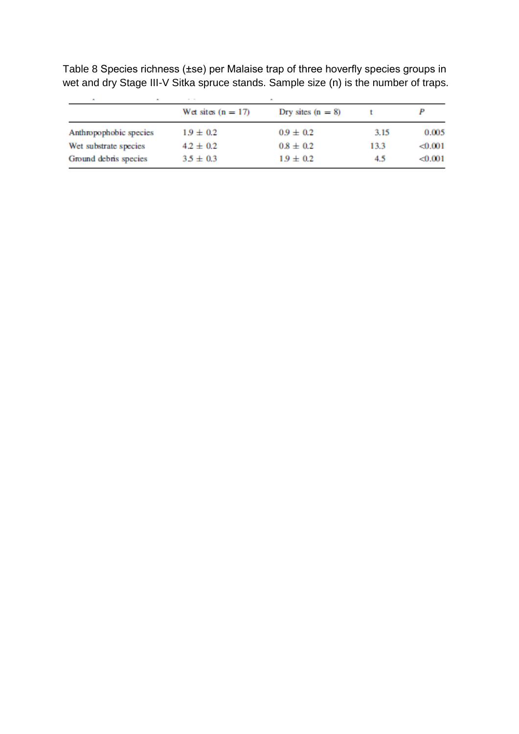Table 8 Species richness (±se) per Malaise trap of three hoverfly species groups in wet and dry Stage III-V Sitka spruce stands. Sample size (n) is the number of traps.

| | Wet sites (n = 17) | Dry sites (n = 8) | t | *P* |
|---|---|---|---|---|
| Anthropophobic species | 1.9 ± 0.2 | 0.9 ± 0.2 | 3.15 | 0.005 |
| Wet substrate species | 4.2 ± 0.2 | 0.8 ± 0.2 | 13.3 | <0.001 |
| Ground debris species | 3.5 ± 0.3 | 1.9 ± 0.2 | 4.5 | <0.001 |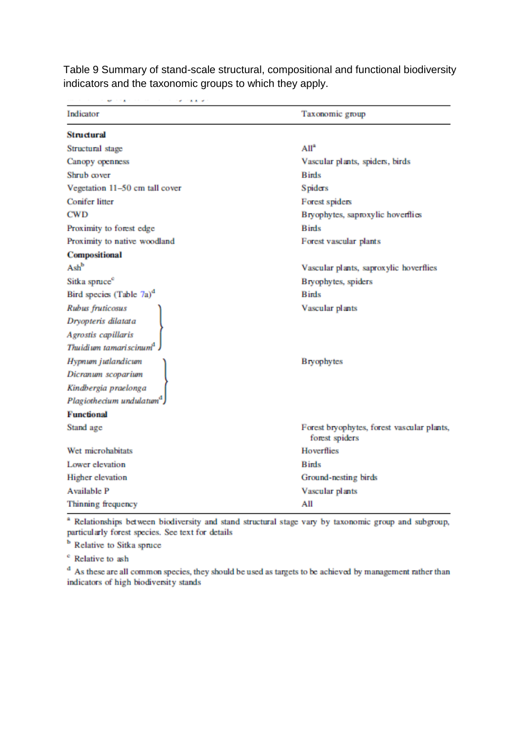Table 9 Summary of stand-scale structural, compositional and functional biodiversity indicators and the taxonomic groups to which they apply.

| Indicator | Taxonomic group |
|---|---|
| **Structural** | |
| Structural stage | All[a] |
| Canopy openness | Vascular plants, spiders, birds |
| Shrub cover | Birds |
| Vegetation 11–50 cm tall cover | Spiders |
| Conifer litter | Forest spiders |
| CWD | Bryophytes, saproxylic hoverflies |
| Proximity to forest edge | Birds |
| Proximity to native woodland | Forest vascular plants |
| **Compositional** | |
| Ash[b] | Vascular plants, saproxylic hoverflies |
| Sitka spruce[c] | Bryophytes, spiders |
| Bird species (Table 7a)[d] | Birds |
| *Rubus fruticosus* | Vascular plants |
| *Dryopteris dilatata* | Vascular plants |
| *Agrostis capillaris* | Vascular plants |
| *Thuidium tamariscinum*[d] | Vascular plants |
| *Hypnum jutlandicum* | Bryophytes |
| *Dicranum scoparium* | Bryophytes |
| *Kindbergia praelonga* | Bryophytes |
| *Plagiothecium undulatum*[d] | Bryophytes |
| **Functional** | |
| Stand age | Forest bryophytes, forest vascular plants, forest spiders |
| Wet microhabitats | Hoverflies |
| Lower elevation | Birds |
| Higher elevation | Ground-nesting birds |
| Available P | Vascular plants |
| Thinning frequency | All |

[a] Relationships between biodiversity and stand structural stage vary by taxonomic group and subgroup, particularly forest species. See text for details

[b] Relative to Sitka spruce

[c] Relative to ash

[d] As these are all common species, they should be used as targets to be achieved by management rather than indicators of high biodiversity stands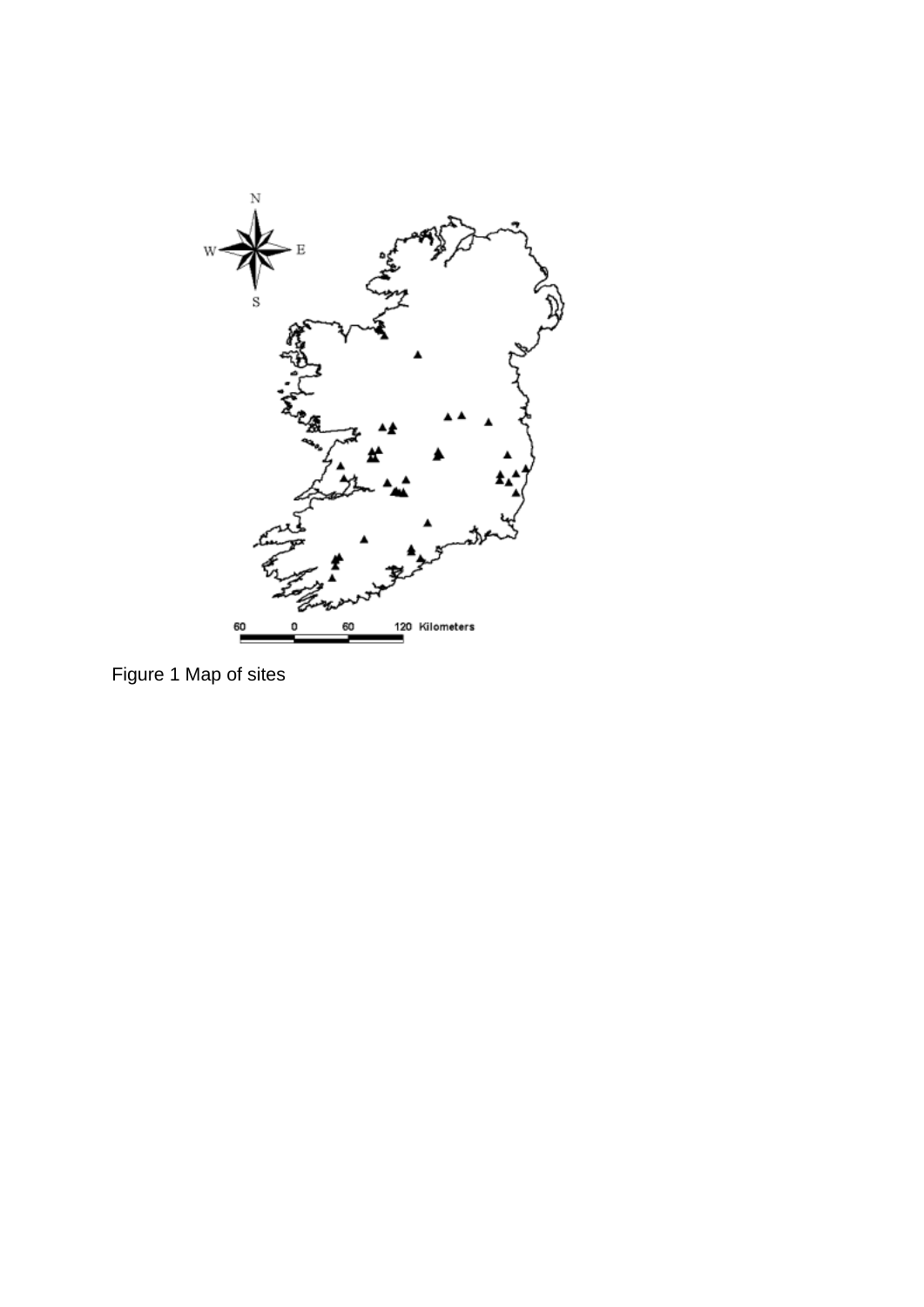Figure 1 Map of sites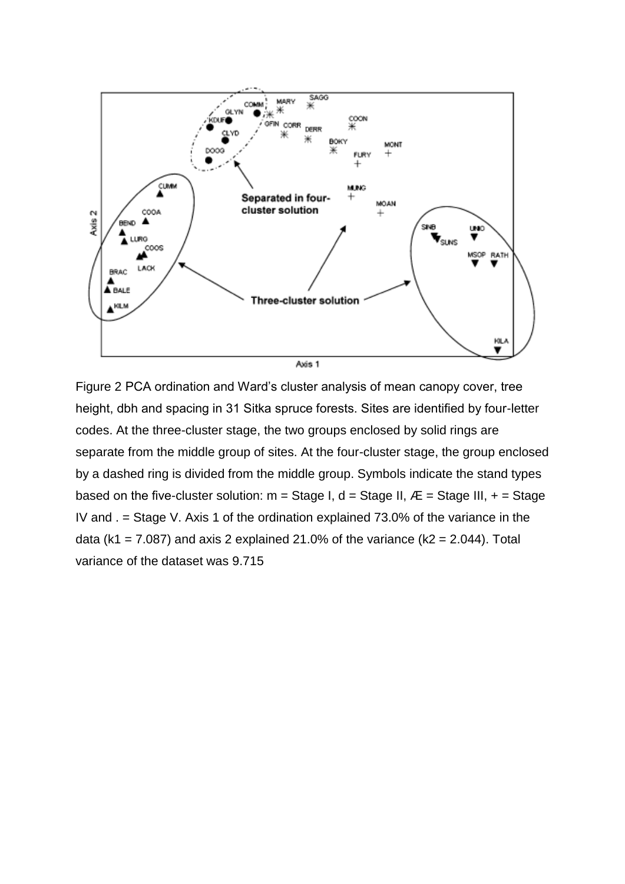Figure 2 PCA ordination and Ward's cluster analysis of mean canopy cover, tree height, dbh and spacing in 31 Sitka spruce forests. Sites are identified by four-letter codes. At the three-cluster stage, the two groups enclosed by solid rings are separate from the middle group of sites. At the four-cluster stage, the group enclosed by a dashed ring is divided from the middle group. Symbols indicate the stand types based on the five-cluster solution: m = Stage I, d = Stage II, Æ = Stage III, + = Stage IV and . = Stage V. Axis 1 of the ordination explained 73.0% of the variance in the data (k1 = 7.087) and axis 2 explained 21.0% of the variance (k2 = 2.044). Total variance of the dataset was 9.715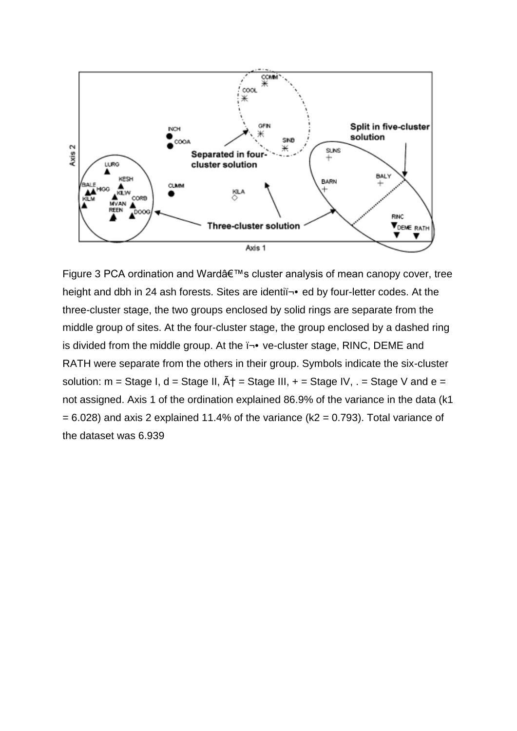Figure 3 PCA ordination and Wardâ€™s cluster analysis of mean canopy cover, tree height and dbh in 24 ash forests. Sites are identiï¬• ed by four-letter codes. At the three-cluster stage, the two groups enclosed by solid rings are separate from the middle group of sites. At the four-cluster stage, the group enclosed by a dashed ring is divided from the middle group. At the ï¬• ve-cluster stage, RINC, DEME and RATH were separate from the others in their group. Symbols indicate the six-cluster solution: m = Stage I, d = Stage II, Ã† = Stage III, + = Stage IV, . = Stage V and e = not assigned. Axis 1 of the ordination explained 86.9% of the variance in the data (k1 = 6.028) and axis 2 explained 11.4% of the variance (k2 = 0.793). Total variance of the dataset was 6.939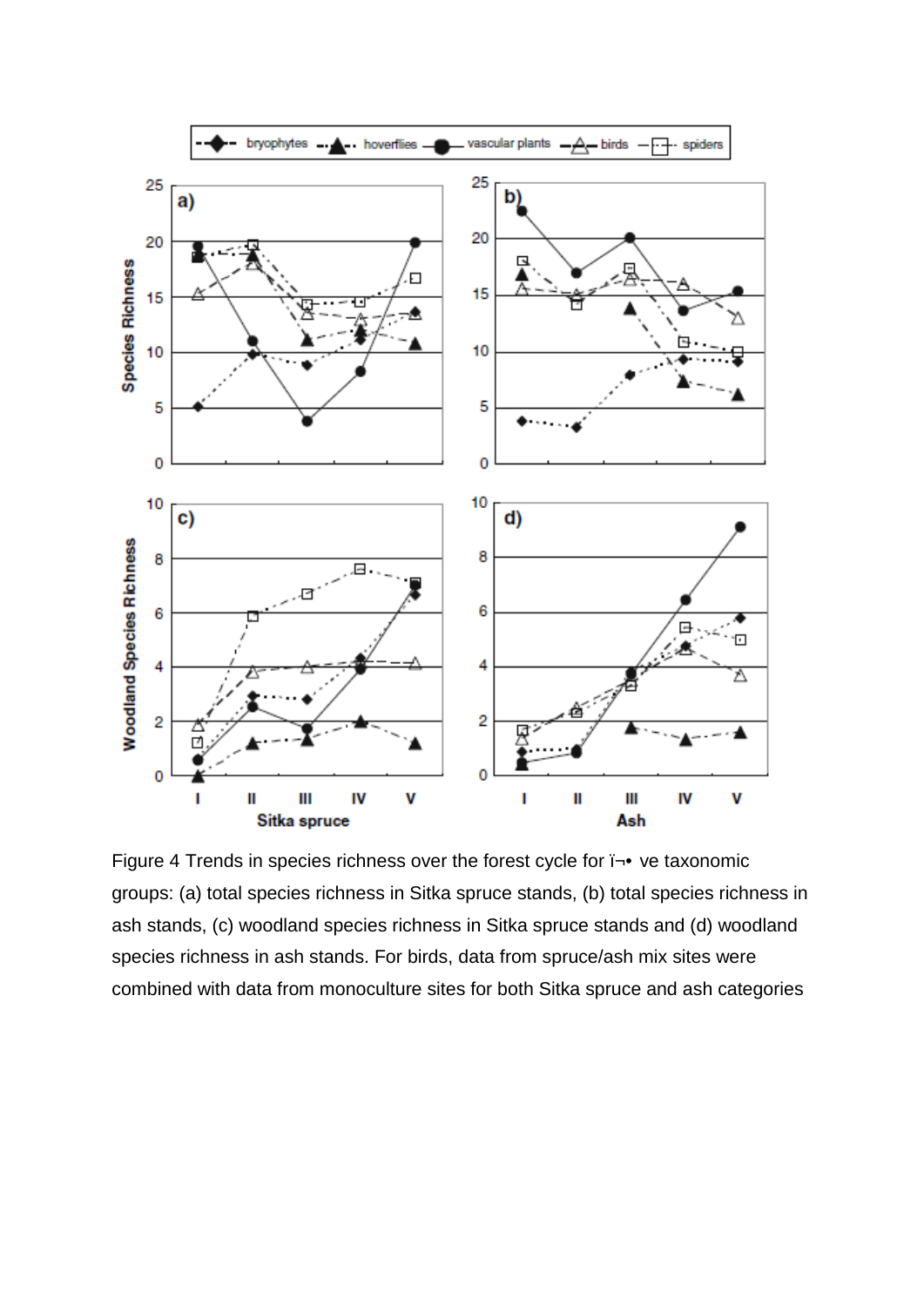Figure 4 Trends in species richness over the forest cycle for ï¬• ve taxonomic groups: (a) total species richness in Sitka spruce stands, (b) total species richness in ash stands, (c) woodland species richness in Sitka spruce stands and (d) woodland species richness in ash stands. For birds, data from spruce/ash mix sites were combined with data from monoculture sites for both Sitka spruce and ash categories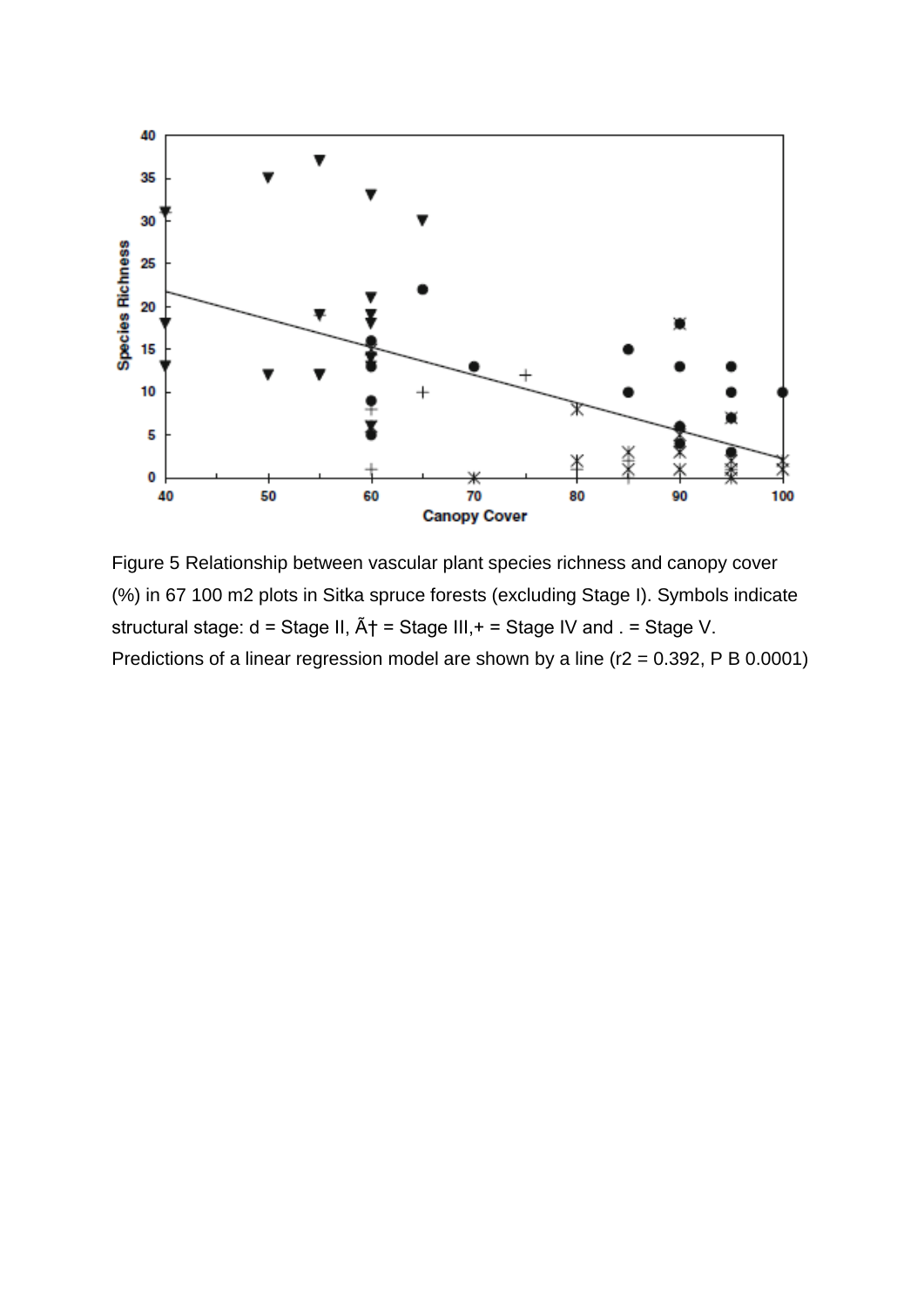40
35
30
25
20
15
10
5
0

Species Richness

40
50
60
70
80
90
100

Canopy Cover

Figure 5 Relationship between vascular plant species richness and canopy cover (%) in 67 100 m2 plots in Sitka spruce forests (excluding Stage I). Symbols indicate structural stage: d = Stage II, Ã† = Stage III,+ = Stage IV and . = Stage V. Predictions of a linear regression model are shown by a line (r2 = 0.392, P B 0.0001)